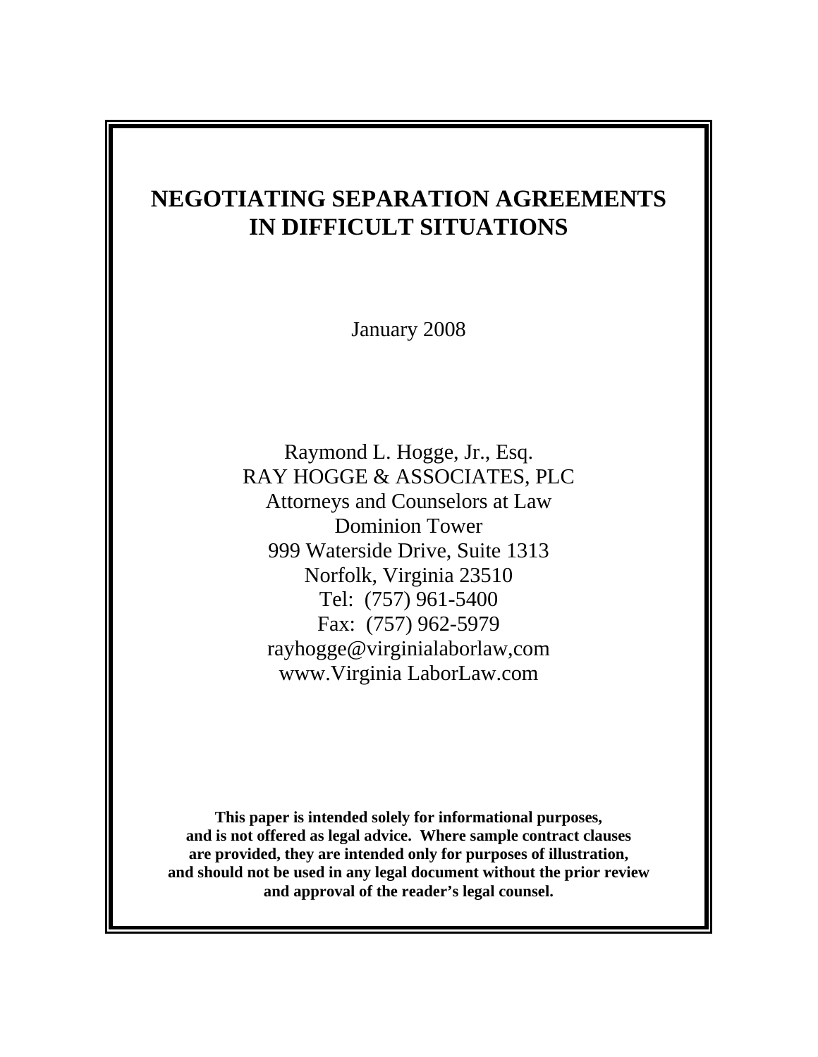# NEGOTIATING SEPARATION AGREEMENTS IN DIFFICULT SITUATIONS

January 2008

Raymond L. Hogge, Jr., Esq.
RAY HOGGE & ASSOCIATES, PLC
Attorneys and Counselors at Law
Dominion Tower
999 Waterside Drive, Suite 1313
Norfolk, Virginia 23510
Tel: (757) 961-5400
Fax: (757) 962-5979
rayhogge@virginialaborlaw,com
www.Virginia LaborLaw.com

**This paper is intended solely for informational purposes, and is not offered as legal advice. Where sample contract clauses are provided, they are intended only for purposes of illustration, and should not be used in any legal document without the prior review and approval of the reader's legal counsel.**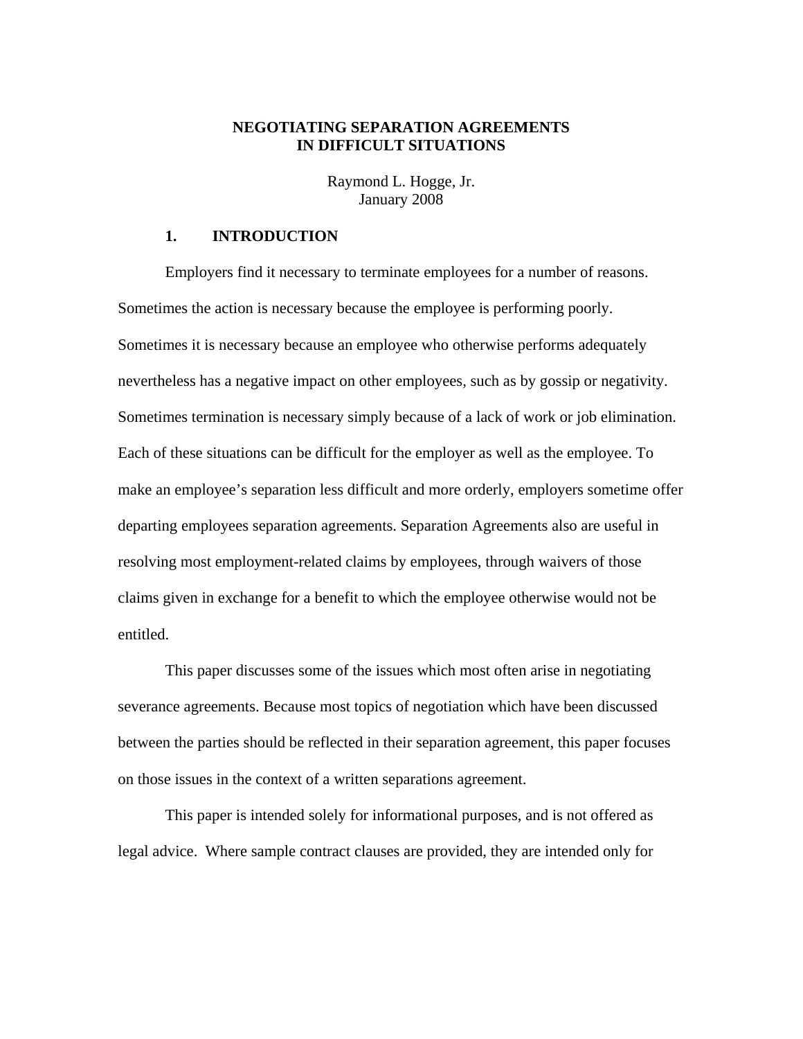# NEGOTIATING SEPARATION AGREEMENTS IN DIFFICULT SITUATIONS

Raymond L. Hogge, Jr.
January 2008

## 1. INTRODUCTION

Employers find it necessary to terminate employees for a number of reasons. Sometimes the action is necessary because the employee is performing poorly. Sometimes it is necessary because an employee who otherwise performs adequately nevertheless has a negative impact on other employees, such as by gossip or negativity. Sometimes termination is necessary simply because of a lack of work or job elimination. Each of these situations can be difficult for the employer as well as the employee. To make an employee's separation less difficult and more orderly, employers sometime offer departing employees separation agreements. Separation Agreements also are useful in resolving most employment-related claims by employees, through waivers of those claims given in exchange for a benefit to which the employee otherwise would not be entitled.

This paper discusses some of the issues which most often arise in negotiating severance agreements. Because most topics of negotiation which have been discussed between the parties should be reflected in their separation agreement, this paper focuses on those issues in the context of a written separations agreement.

This paper is intended solely for informational purposes, and is not offered as legal advice. Where sample contract clauses are provided, they are intended only for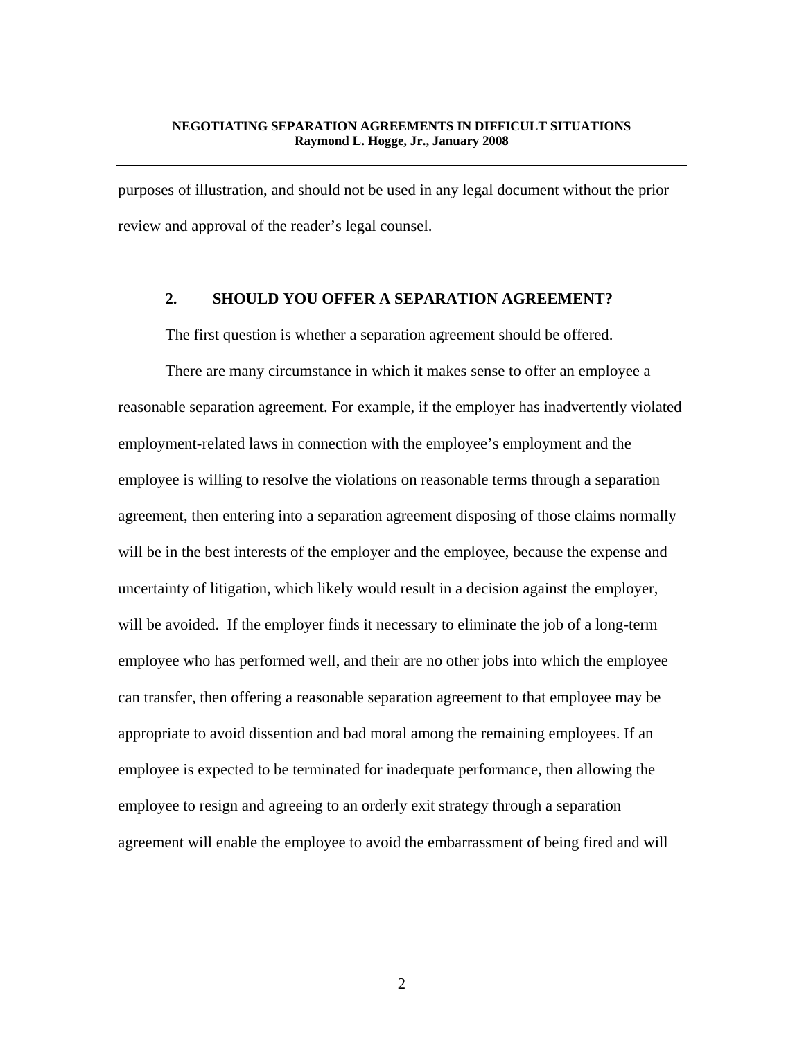purposes of illustration, and should not be used in any legal document without the prior review and approval of the reader's legal counsel.

## 2. SHOULD YOU OFFER A SEPARATION AGREEMENT?

The first question is whether a separation agreement should be offered.

There are many circumstance in which it makes sense to offer an employee a reasonable separation agreement. For example, if the employer has inadvertently violated employment-related laws in connection with the employee's employment and the employee is willing to resolve the violations on reasonable terms through a separation agreement, then entering into a separation agreement disposing of those claims normally will be in the best interests of the employer and the employee, because the expense and uncertainty of litigation, which likely would result in a decision against the employer, will be avoided. If the employer finds it necessary to eliminate the job of a long-term employee who has performed well, and their are no other jobs into which the employee can transfer, then offering a reasonable separation agreement to that employee may be appropriate to avoid dissention and bad moral among the remaining employees. If an employee is expected to be terminated for inadequate performance, then allowing the employee to resign and agreeing to an orderly exit strategy through a separation agreement will enable the employee to avoid the embarrassment of being fired and will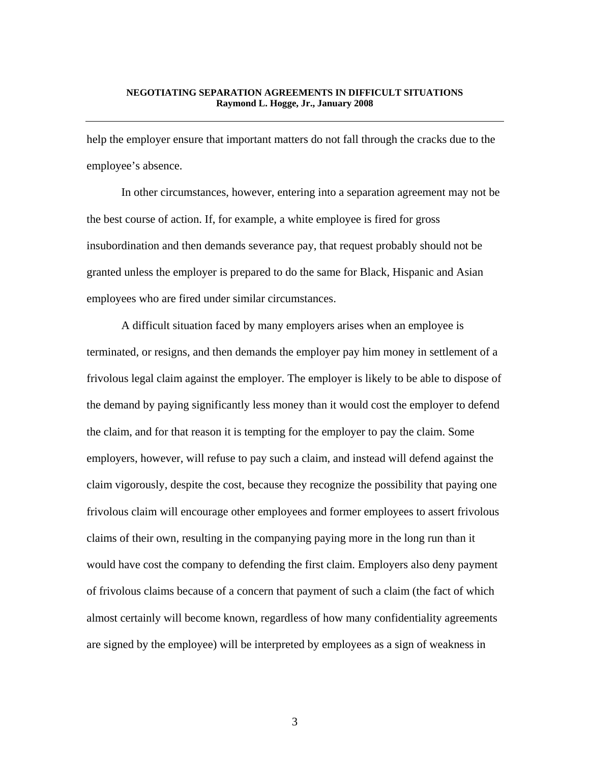help the employer ensure that important matters do not fall through the cracks due to the employee's absence.

In other circumstances, however, entering into a separation agreement may not be the best course of action. If, for example, a white employee is fired for gross insubordination and then demands severance pay, that request probably should not be granted unless the employer is prepared to do the same for Black, Hispanic and Asian employees who are fired under similar circumstances.

A difficult situation faced by many employers arises when an employee is terminated, or resigns, and then demands the employer pay him money in settlement of a frivolous legal claim against the employer. The employer is likely to be able to dispose of the demand by paying significantly less money than it would cost the employer to defend the claim, and for that reason it is tempting for the employer to pay the claim. Some employers, however, will refuse to pay such a claim, and instead will defend against the claim vigorously, despite the cost, because they recognize the possibility that paying one frivolous claim will encourage other employees and former employees to assert frivolous claims of their own, resulting in the companying paying more in the long run than it would have cost the company to defending the first claim. Employers also deny payment of frivolous claims because of a concern that payment of such a claim (the fact of which almost certainly will become known, regardless of how many confidentiality agreements are signed by the employee) will be interpreted by employees as a sign of weakness in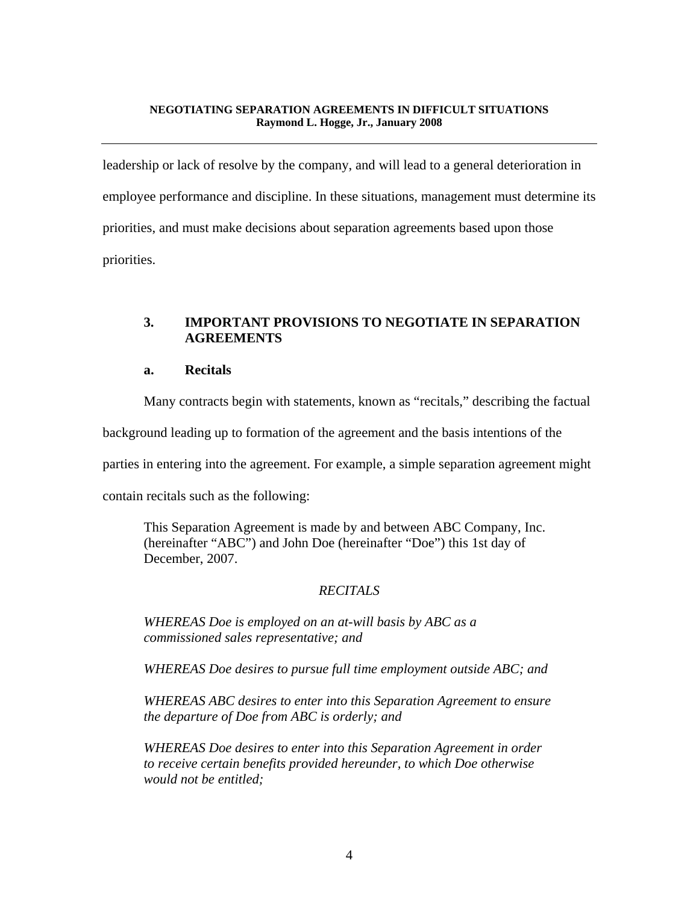leadership or lack of resolve by the company, and will lead to a general deterioration in employee performance and discipline. In these situations, management must determine its priorities, and must make decisions about separation agreements based upon those priorities.

## 3. IMPORTANT PROVISIONS TO NEGOTIATE IN SEPARATION AGREEMENTS

### a. Recitals

Many contracts begin with statements, known as "recitals," describing the factual background leading up to formation of the agreement and the basis intentions of the parties in entering into the agreement. For example, a simple separation agreement might contain recitals such as the following:

> This Separation Agreement is made by and between ABC Company, Inc. (hereinafter "ABC") and John Doe (hereinafter "Doe") this 1st day of December, 2007.
>
> *RECITALS*
>
> *WHEREAS Doe is employed on an at-will basis by ABC as a commissioned sales representative; and*
>
> *WHEREAS Doe desires to pursue full time employment outside ABC; and*
>
> *WHEREAS ABC desires to enter into this Separation Agreement to ensure the departure of Doe from ABC is orderly; and*
>
> *WHEREAS Doe desires to enter into this Separation Agreement in order to receive certain benefits provided hereunder, to which Doe otherwise would not be entitled;*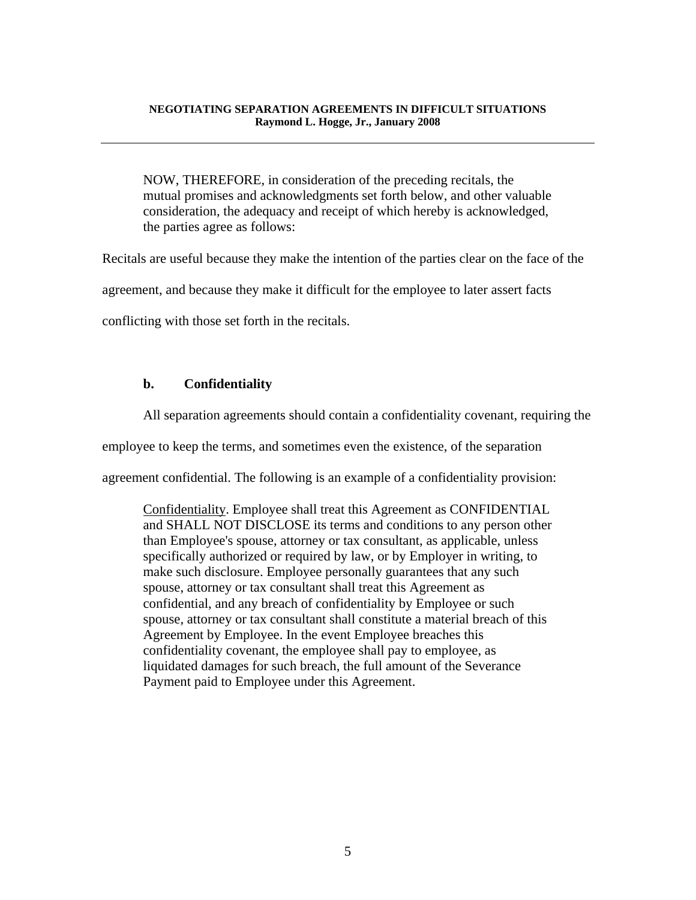NOW, THEREFORE, in consideration of the preceding recitals, the mutual promises and acknowledgments set forth below, and other valuable consideration, the adequacy and receipt of which hereby is acknowledged, the parties agree as follows:

Recitals are useful because they make the intention of the parties clear on the face of the agreement, and because they make it difficult for the employee to later assert facts conflicting with those set forth in the recitals.

### b. Confidentiality

All separation agreements should contain a confidentiality covenant, requiring the employee to keep the terms, and sometimes even the existence, of the separation agreement confidential. The following is an example of a confidentiality provision:

> Confidentiality. Employee shall treat this Agreement as CONFIDENTIAL and SHALL NOT DISCLOSE its terms and conditions to any person other than Employee's spouse, attorney or tax consultant, as applicable, unless specifically authorized or required by law, or by Employer in writing, to make such disclosure. Employee personally guarantees that any such spouse, attorney or tax consultant shall treat this Agreement as confidential, and any breach of confidentiality by Employee or such spouse, attorney or tax consultant shall constitute a material breach of this Agreement by Employee. In the event Employee breaches this confidentiality covenant, the employee shall pay to employee, as liquidated damages for such breach, the full amount of the Severance Payment paid to Employee under this Agreement.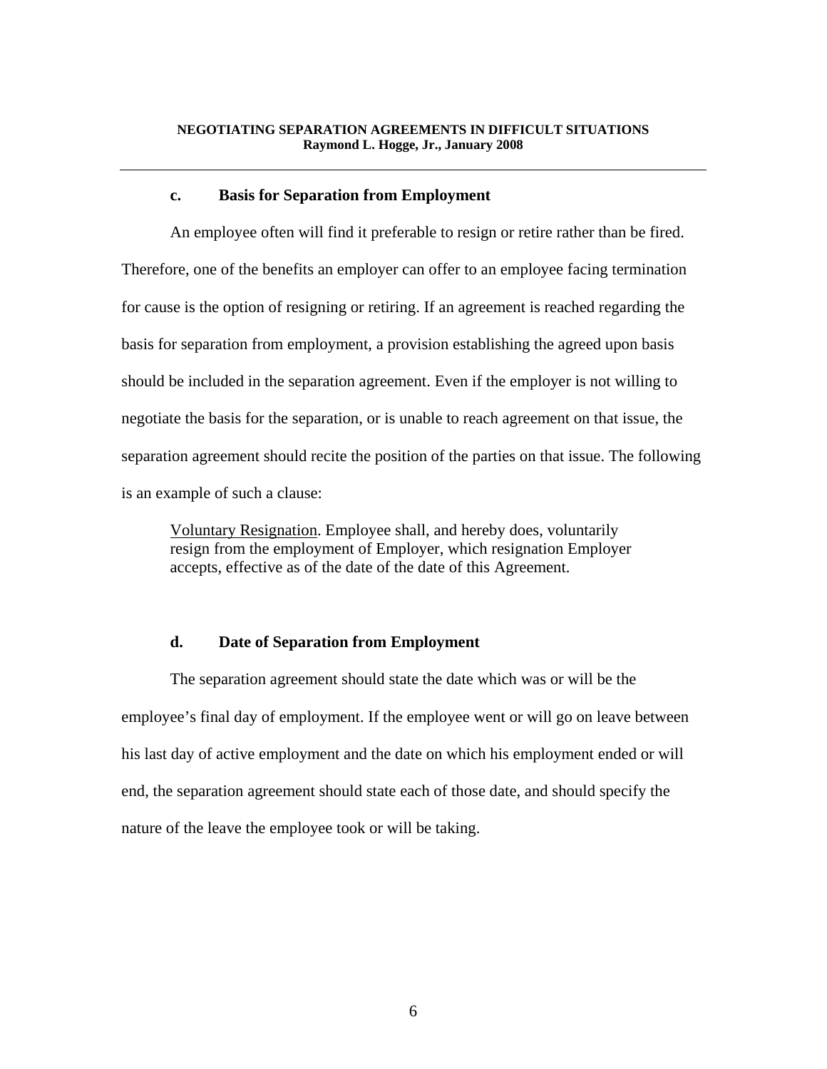### c. Basis for Separation from Employment

An employee often will find it preferable to resign or retire rather than be fired. Therefore, one of the benefits an employer can offer to an employee facing termination for cause is the option of resigning or retiring. If an agreement is reached regarding the basis for separation from employment, a provision establishing the agreed upon basis should be included in the separation agreement. Even if the employer is not willing to negotiate the basis for the separation, or is unable to reach agreement on that issue, the separation agreement should recite the position of the parties on that issue. The following is an example of such a clause:

> Voluntary Resignation. Employee shall, and hereby does, voluntarily resign from the employment of Employer, which resignation Employer accepts, effective as of the date of the date of this Agreement.

### d. Date of Separation from Employment

The separation agreement should state the date which was or will be the employee's final day of employment. If the employee went or will go on leave between his last day of active employment and the date on which his employment ended or will end, the separation agreement should state each of those date, and should specify the nature of the leave the employee took or will be taking.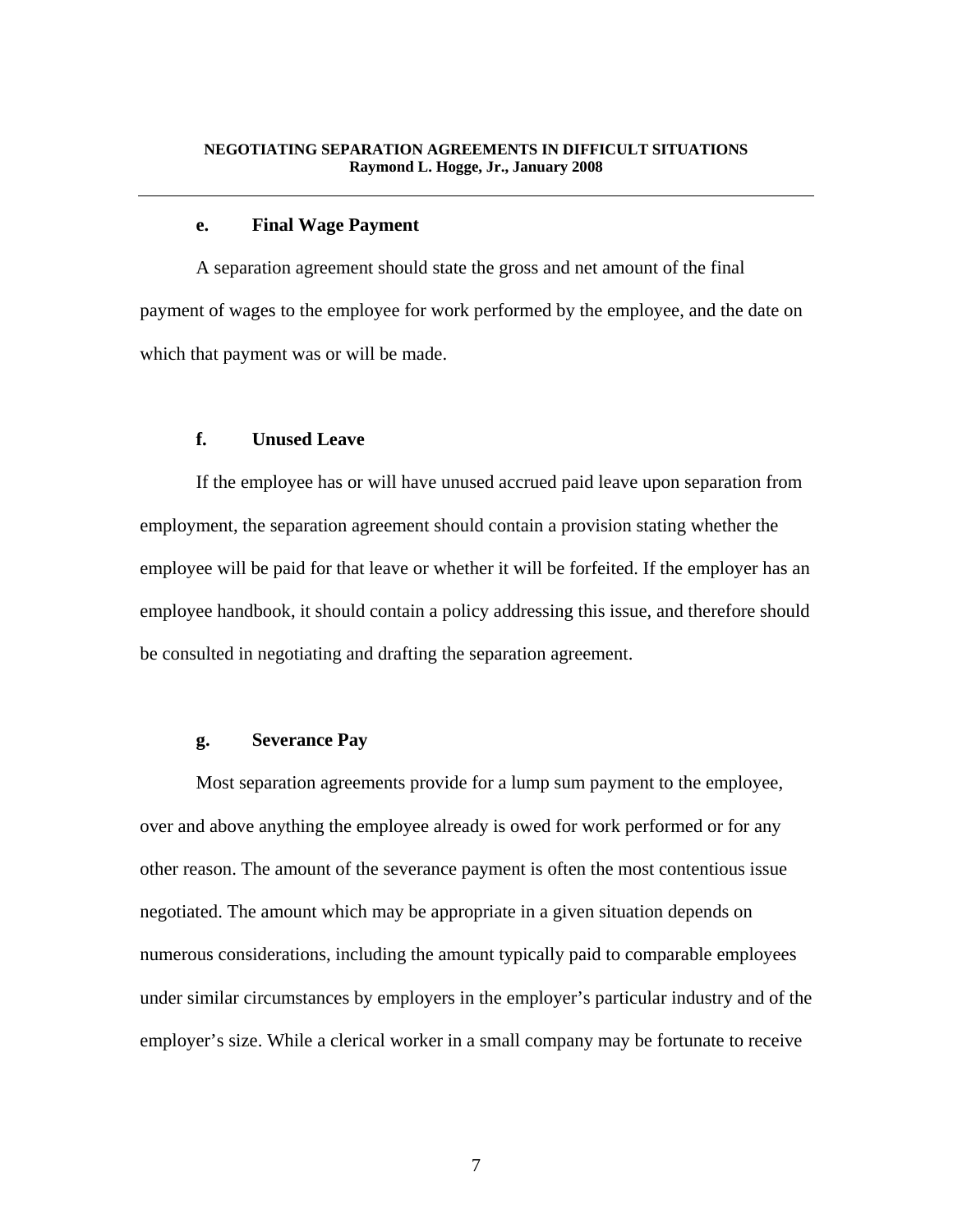#### e. Final Wage Payment

A separation agreement should state the gross and net amount of the final payment of wages to the employee for work performed by the employee, and the date on which that payment was or will be made.

#### f. Unused Leave

If the employee has or will have unused accrued paid leave upon separation from employment, the separation agreement should contain a provision stating whether the employee will be paid for that leave or whether it will be forfeited. If the employer has an employee handbook, it should contain a policy addressing this issue, and therefore should be consulted in negotiating and drafting the separation agreement.

#### g. Severance Pay

Most separation agreements provide for a lump sum payment to the employee, over and above anything the employee already is owed for work performed or for any other reason. The amount of the severance payment is often the most contentious issue negotiated. The amount which may be appropriate in a given situation depends on numerous considerations, including the amount typically paid to comparable employees under similar circumstances by employers in the employer's particular industry and of the employer's size. While a clerical worker in a small company may be fortunate to receive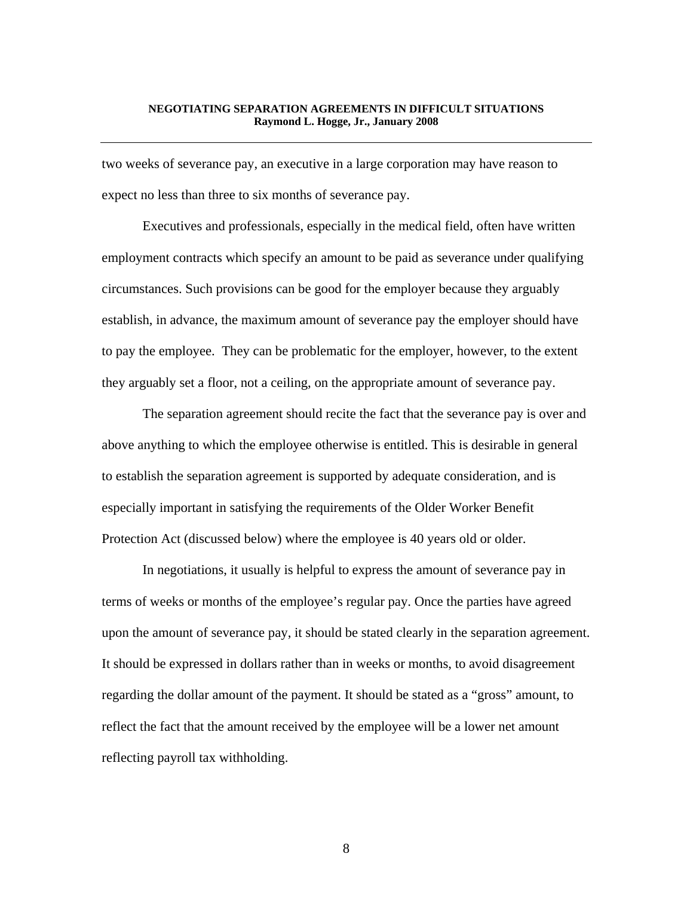two weeks of severance pay, an executive in a large corporation may have reason to expect no less than three to six months of severance pay.

Executives and professionals, especially in the medical field, often have written employment contracts which specify an amount to be paid as severance under qualifying circumstances. Such provisions can be good for the employer because they arguably establish, in advance, the maximum amount of severance pay the employer should have to pay the employee. They can be problematic for the employer, however, to the extent they arguably set a floor, not a ceiling, on the appropriate amount of severance pay.

The separation agreement should recite the fact that the severance pay is over and above anything to which the employee otherwise is entitled. This is desirable in general to establish the separation agreement is supported by adequate consideration, and is especially important in satisfying the requirements of the Older Worker Benefit Protection Act (discussed below) where the employee is 40 years old or older.

In negotiations, it usually is helpful to express the amount of severance pay in terms of weeks or months of the employee's regular pay. Once the parties have agreed upon the amount of severance pay, it should be stated clearly in the separation agreement. It should be expressed in dollars rather than in weeks or months, to avoid disagreement regarding the dollar amount of the payment. It should be stated as a "gross" amount, to reflect the fact that the amount received by the employee will be a lower net amount reflecting payroll tax withholding.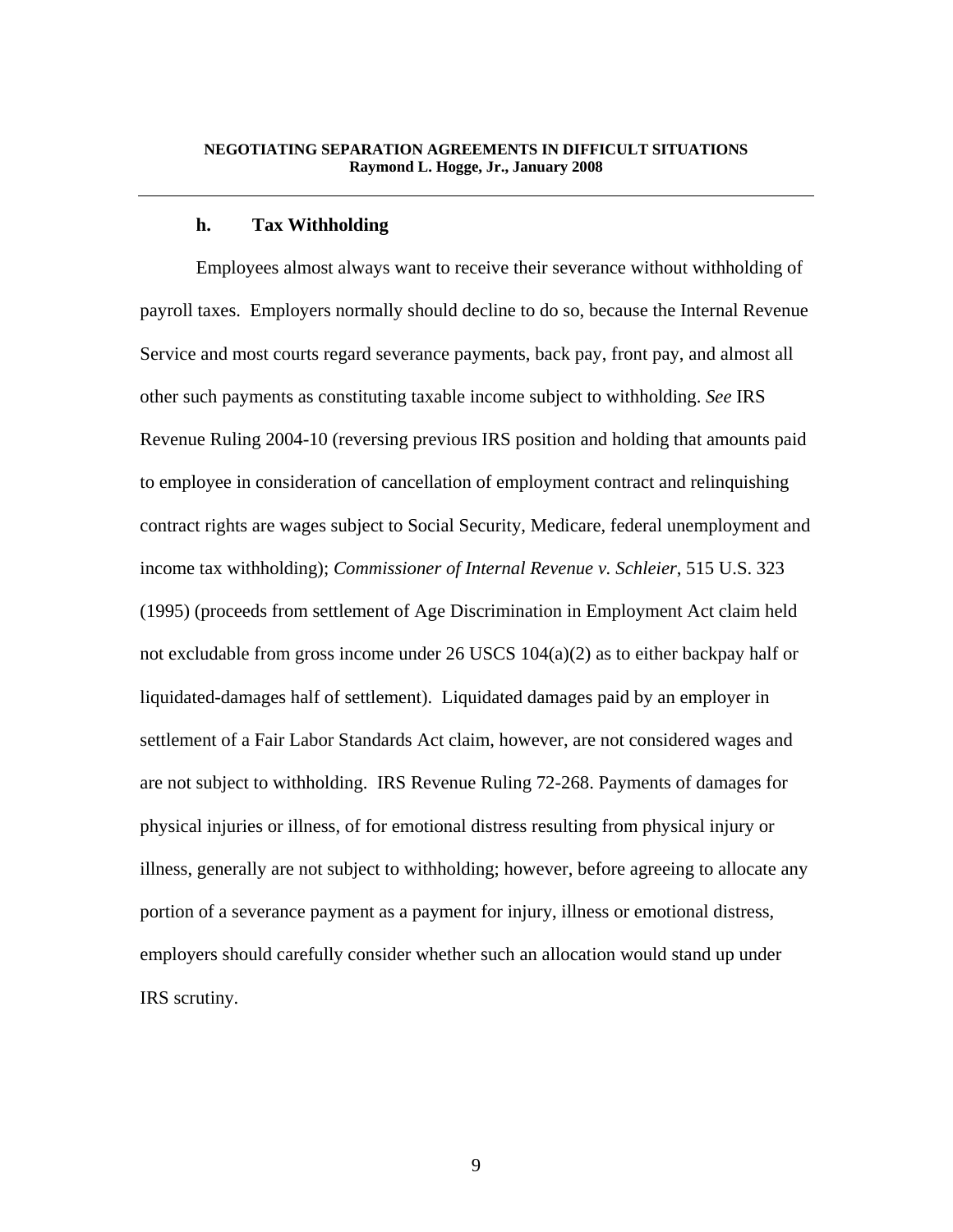#### h. Tax Withholding

Employees almost always want to receive their severance without withholding of payroll taxes. Employers normally should decline to do so, because the Internal Revenue Service and most courts regard severance payments, back pay, front pay, and almost all other such payments as constituting taxable income subject to withholding. *See* IRS Revenue Ruling 2004-10 (reversing previous IRS position and holding that amounts paid to employee in consideration of cancellation of employment contract and relinquishing contract rights are wages subject to Social Security, Medicare, federal unemployment and income tax withholding); *Commissioner of Internal Revenue v. Schleier*, 515 U.S. 323 (1995) (proceeds from settlement of Age Discrimination in Employment Act claim held not excludable from gross income under 26 USCS 104(a)(2) as to either backpay half or liquidated-damages half of settlement). Liquidated damages paid by an employer in settlement of a Fair Labor Standards Act claim, however, are not considered wages and are not subject to withholding. IRS Revenue Ruling 72-268. Payments of damages for physical injuries or illness, of for emotional distress resulting from physical injury or illness, generally are not subject to withholding; however, before agreeing to allocate any portion of a severance payment as a payment for injury, illness or emotional distress, employers should carefully consider whether such an allocation would stand up under IRS scrutiny.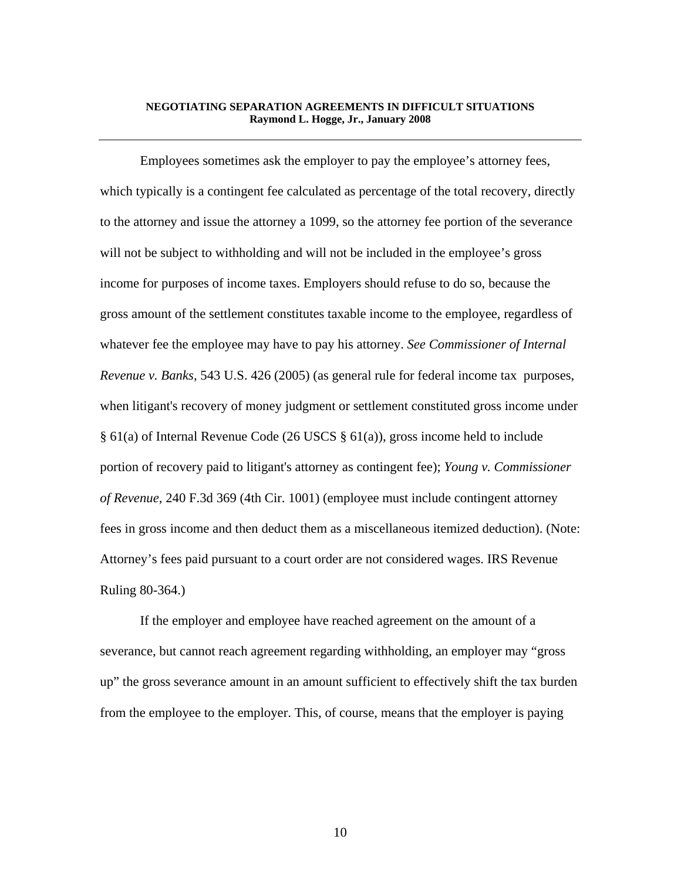Employees sometimes ask the employer to pay the employee's attorney fees, which typically is a contingent fee calculated as percentage of the total recovery, directly to the attorney and issue the attorney a 1099, so the attorney fee portion of the severance will not be subject to withholding and will not be included in the employee's gross income for purposes of income taxes. Employers should refuse to do so, because the gross amount of the settlement constitutes taxable income to the employee, regardless of whatever fee the employee may have to pay his attorney. *See Commissioner of Internal Revenue v. Banks,* 543 U.S. 426 (2005) (as general rule for federal income tax purposes, when litigant's recovery of money judgment or settlement constituted gross income under § 61(a) of Internal Revenue Code (26 USCS § 61(a)), gross income held to include portion of recovery paid to litigant's attorney as contingent fee); *Young v. Commissioner of Revenue*, 240 F.3d 369 (4th Cir. 1001) (employee must include contingent attorney fees in gross income and then deduct them as a miscellaneous itemized deduction). (Note: Attorney's fees paid pursuant to a court order are not considered wages. IRS Revenue Ruling 80-364.)

If the employer and employee have reached agreement on the amount of a severance, but cannot reach agreement regarding withholding, an employer may "gross up" the gross severance amount in an amount sufficient to effectively shift the tax burden from the employee to the employer. This, of course, means that the employer is paying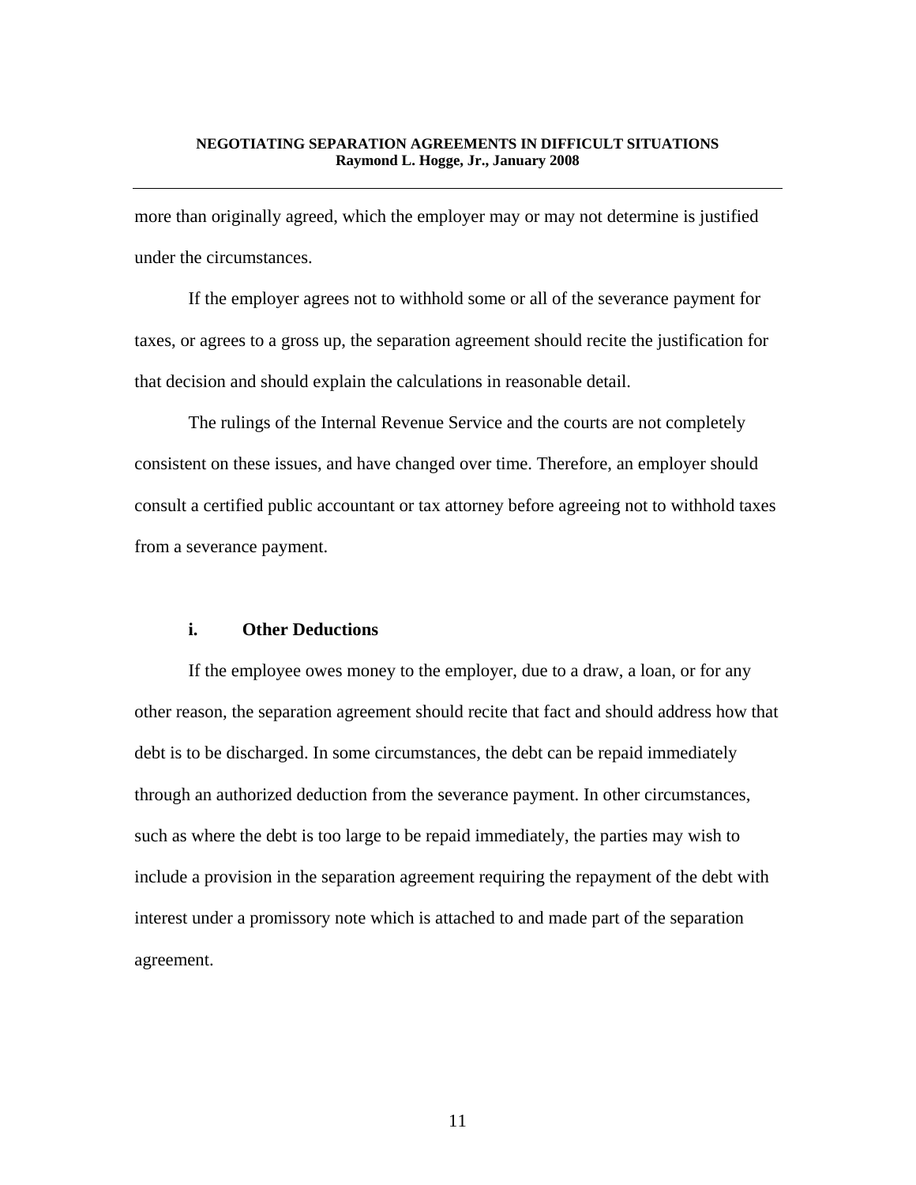more than originally agreed, which the employer may or may not determine is justified under the circumstances.

If the employer agrees not to withhold some or all of the severance payment for taxes, or agrees to a gross up, the separation agreement should recite the justification for that decision and should explain the calculations in reasonable detail.

The rulings of the Internal Revenue Service and the courts are not completely consistent on these issues, and have changed over time. Therefore, an employer should consult a certified public accountant or tax attorney before agreeing not to withhold taxes from a severance payment.

### i. Other Deductions

If the employee owes money to the employer, due to a draw, a loan, or for any other reason, the separation agreement should recite that fact and should address how that debt is to be discharged. In some circumstances, the debt can be repaid immediately through an authorized deduction from the severance payment. In other circumstances, such as where the debt is too large to be repaid immediately, the parties may wish to include a provision in the separation agreement requiring the repayment of the debt with interest under a promissory note which is attached to and made part of the separation agreement.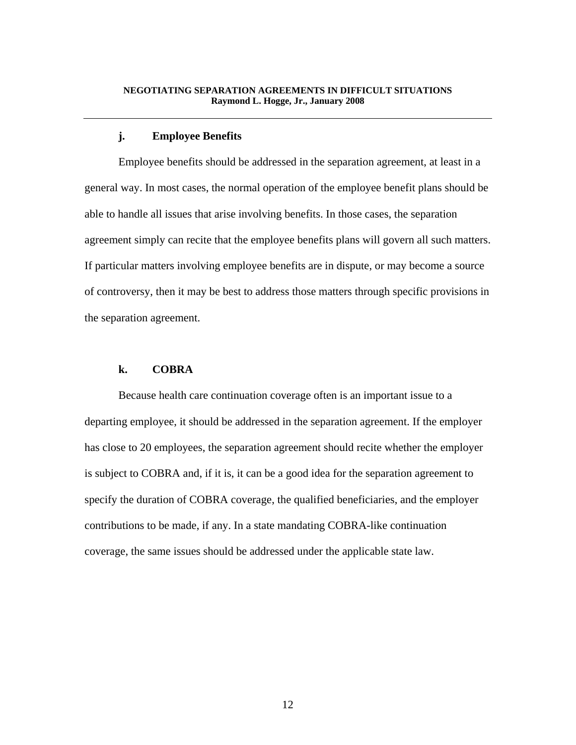### j. Employee Benefits

Employee benefits should be addressed in the separation agreement, at least in a general way. In most cases, the normal operation of the employee benefit plans should be able to handle all issues that arise involving benefits. In those cases, the separation agreement simply can recite that the employee benefits plans will govern all such matters. If particular matters involving employee benefits are in dispute, or may become a source of controversy, then it may be best to address those matters through specific provisions in the separation agreement.

### k. COBRA

Because health care continuation coverage often is an important issue to a departing employee, it should be addressed in the separation agreement. If the employer has close to 20 employees, the separation agreement should recite whether the employer is subject to COBRA and, if it is, it can be a good idea for the separation agreement to specify the duration of COBRA coverage, the qualified beneficiaries, and the employer contributions to be made, if any. In a state mandating COBRA-like continuation coverage, the same issues should be addressed under the applicable state law.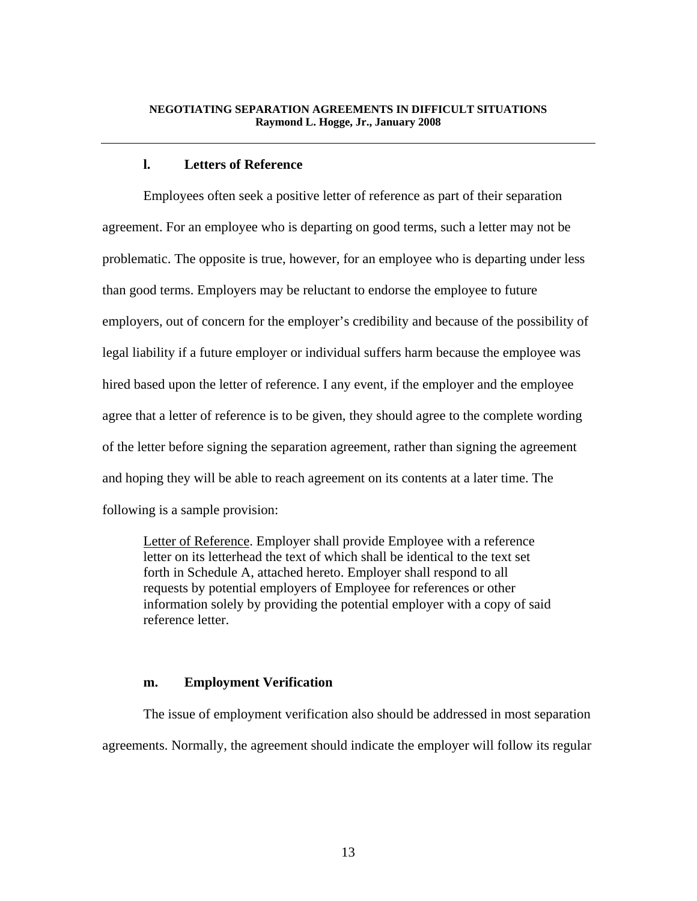### l. Letters of Reference

Employees often seek a positive letter of reference as part of their separation agreement. For an employee who is departing on good terms, such a letter may not be problematic. The opposite is true, however, for an employee who is departing under less than good terms. Employers may be reluctant to endorse the employee to future employers, out of concern for the employer's credibility and because of the possibility of legal liability if a future employer or individual suffers harm because the employee was hired based upon the letter of reference. I any event, if the employer and the employee agree that a letter of reference is to be given, they should agree to the complete wording of the letter before signing the separation agreement, rather than signing the agreement and hoping they will be able to reach agreement on its contents at a later time. The following is a sample provision:

> Letter of Reference. Employer shall provide Employee with a reference letter on its letterhead the text of which shall be identical to the text set forth in Schedule A, attached hereto. Employer shall respond to all requests by potential employers of Employee for references or other information solely by providing the potential employer with a copy of said reference letter.

### m. Employment Verification

The issue of employment verification also should be addressed in most separation agreements. Normally, the agreement should indicate the employer will follow its regular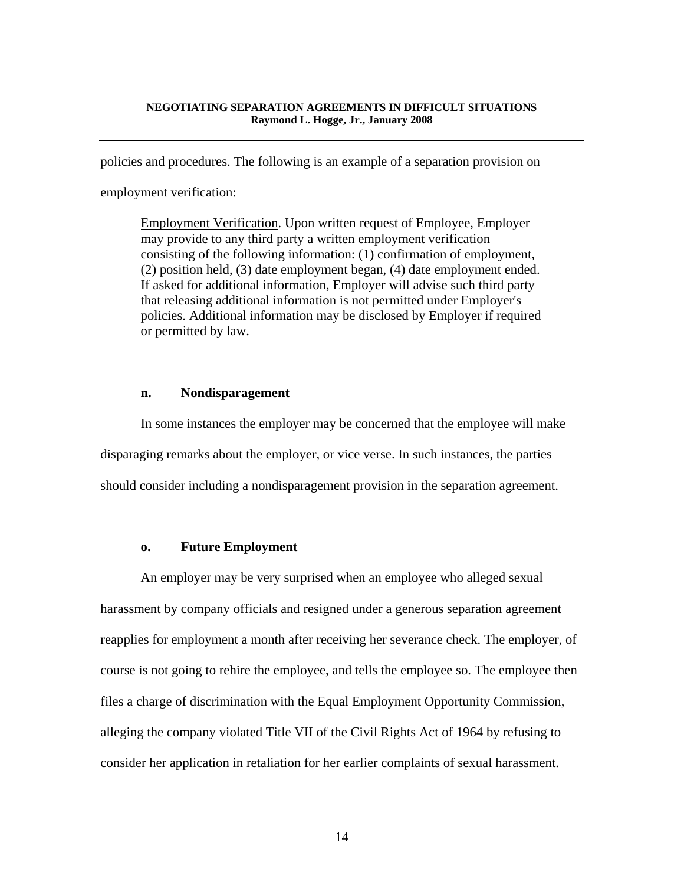policies and procedures. The following is an example of a separation provision on employment verification:

> <u>Employment Verification</u>. Upon written request of Employee, Employer may provide to any third party a written employment verification consisting of the following information: (1) confirmation of employment, (2) position held, (3) date employment began, (4) date employment ended. If asked for additional information, Employer will advise such third party that releasing additional information is not permitted under Employer's policies. Additional information may be disclosed by Employer if required or permitted by law.

**n. Nondisparagement**

In some instances the employer may be concerned that the employee will make disparaging remarks about the employer, or vice verse. In such instances, the parties should consider including a nondisparagement provision in the separation agreement.

**o. Future Employment**

An employer may be very surprised when an employee who alleged sexual harassment by company officials and resigned under a generous separation agreement reapplies for employment a month after receiving her severance check. The employer, of course is not going to rehire the employee, and tells the employee so. The employee then files a charge of discrimination with the Equal Employment Opportunity Commission, alleging the company violated Title VII of the Civil Rights Act of 1964 by refusing to consider her application in retaliation for her earlier complaints of sexual harassment.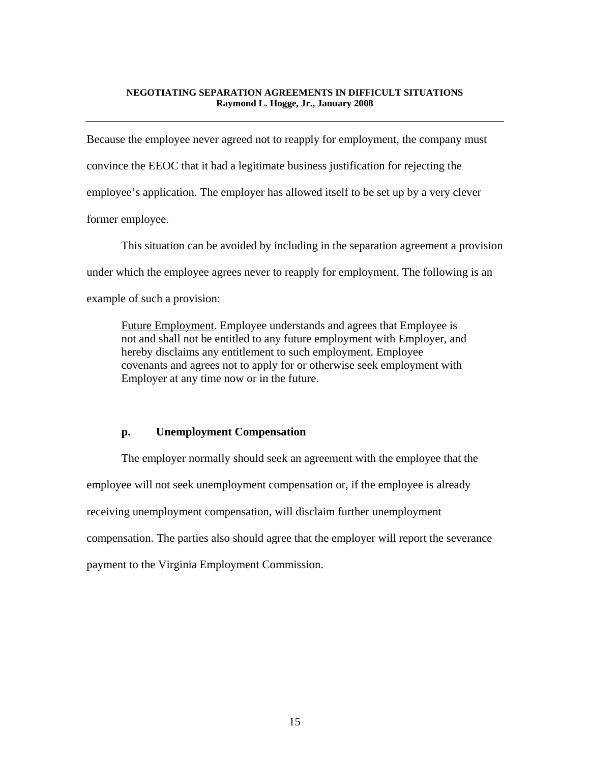Because the employee never agreed not to reapply for employment, the company must convince the EEOC that it had a legitimate business justification for rejecting the employee's application. The employer has allowed itself to be set up by a very clever former employee.

This situation can be avoided by including in the separation agreement a provision under which the employee agrees never to reapply for employment. The following is an example of such a provision:

> Future Employment. Employee understands and agrees that Employee is not and shall not be entitled to any future employment with Employer, and hereby disclaims any entitlement to such employment. Employee covenants and agrees not to apply for or otherwise seek employment with Employer at any time now or in the future.

### p. Unemployment Compensation

The employer normally should seek an agreement with the employee that the employee will not seek unemployment compensation or, if the employee is already receiving unemployment compensation, will disclaim further unemployment compensation. The parties also should agree that the employer will report the severance payment to the Virginia Employment Commission.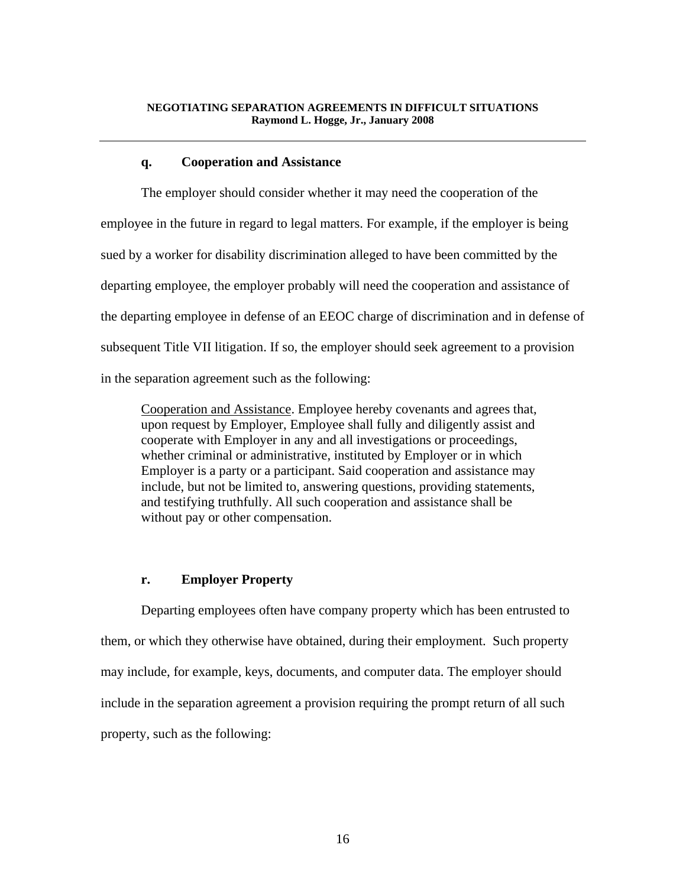### q. Cooperation and Assistance

The employer should consider whether it may need the cooperation of the employee in the future in regard to legal matters. For example, if the employer is being sued by a worker for disability discrimination alleged to have been committed by the departing employee, the employer probably will need the cooperation and assistance of the departing employee in defense of an EEOC charge of discrimination and in defense of subsequent Title VII litigation. If so, the employer should seek agreement to a provision in the separation agreement such as the following:

> <u>Cooperation and Assistance</u>. Employee hereby covenants and agrees that, upon request by Employer, Employee shall fully and diligently assist and cooperate with Employer in any and all investigations or proceedings, whether criminal or administrative, instituted by Employer or in which Employer is a party or a participant. Said cooperation and assistance may include, but not be limited to, answering questions, providing statements, and testifying truthfully. All such cooperation and assistance shall be without pay or other compensation.

### r. Employer Property

Departing employees often have company property which has been entrusted to them, or which they otherwise have obtained, during their employment. Such property may include, for example, keys, documents, and computer data. The employer should include in the separation agreement a provision requiring the prompt return of all such property, such as the following: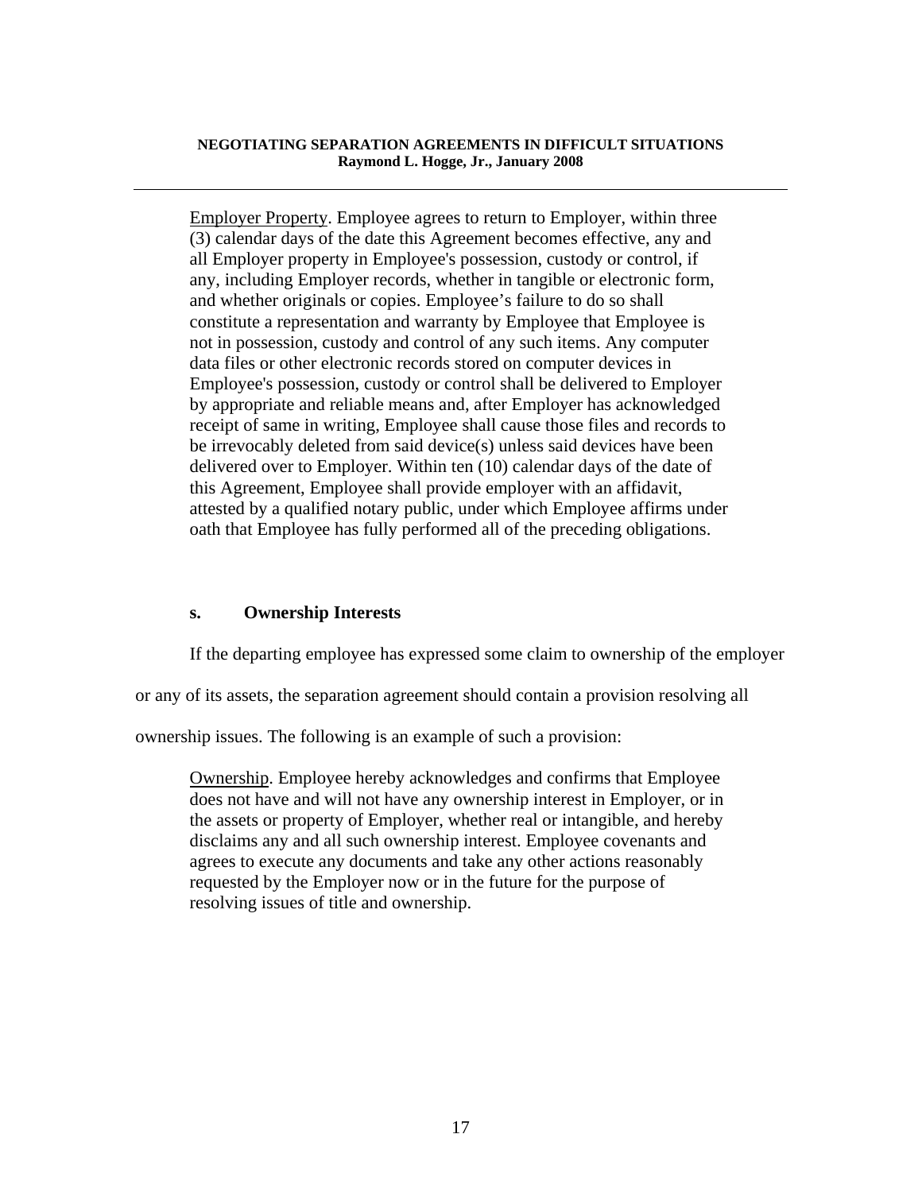<u>Employer Property</u>. Employee agrees to return to Employer, within three (3) calendar days of the date this Agreement becomes effective, any and all Employer property in Employee's possession, custody or control, if any, including Employer records, whether in tangible or electronic form, and whether originals or copies. Employee's failure to do so shall constitute a representation and warranty by Employee that Employee is not in possession, custody and control of any such items. Any computer data files or other electronic records stored on computer devices in Employee's possession, custody or control shall be delivered to Employer by appropriate and reliable means and, after Employer has acknowledged receipt of same in writing, Employee shall cause those files and records to be irrevocably deleted from said device(s) unless said devices have been delivered over to Employer. Within ten (10) calendar days of the date of this Agreement, Employee shall provide employer with an affidavit, attested by a qualified notary public, under which Employee affirms under oath that Employee has fully performed all of the preceding obligations.

### s. Ownership Interests

If the departing employee has expressed some claim to ownership of the employer or any of its assets, the separation agreement should contain a provision resolving all ownership issues. The following is an example of such a provision:

<u>Ownership</u>. Employee hereby acknowledges and confirms that Employee does not have and will not have any ownership interest in Employer, or in the assets or property of Employer, whether real or intangible, and hereby disclaims any and all such ownership interest. Employee covenants and agrees to execute any documents and take any other actions reasonably requested by the Employer now or in the future for the purpose of resolving issues of title and ownership.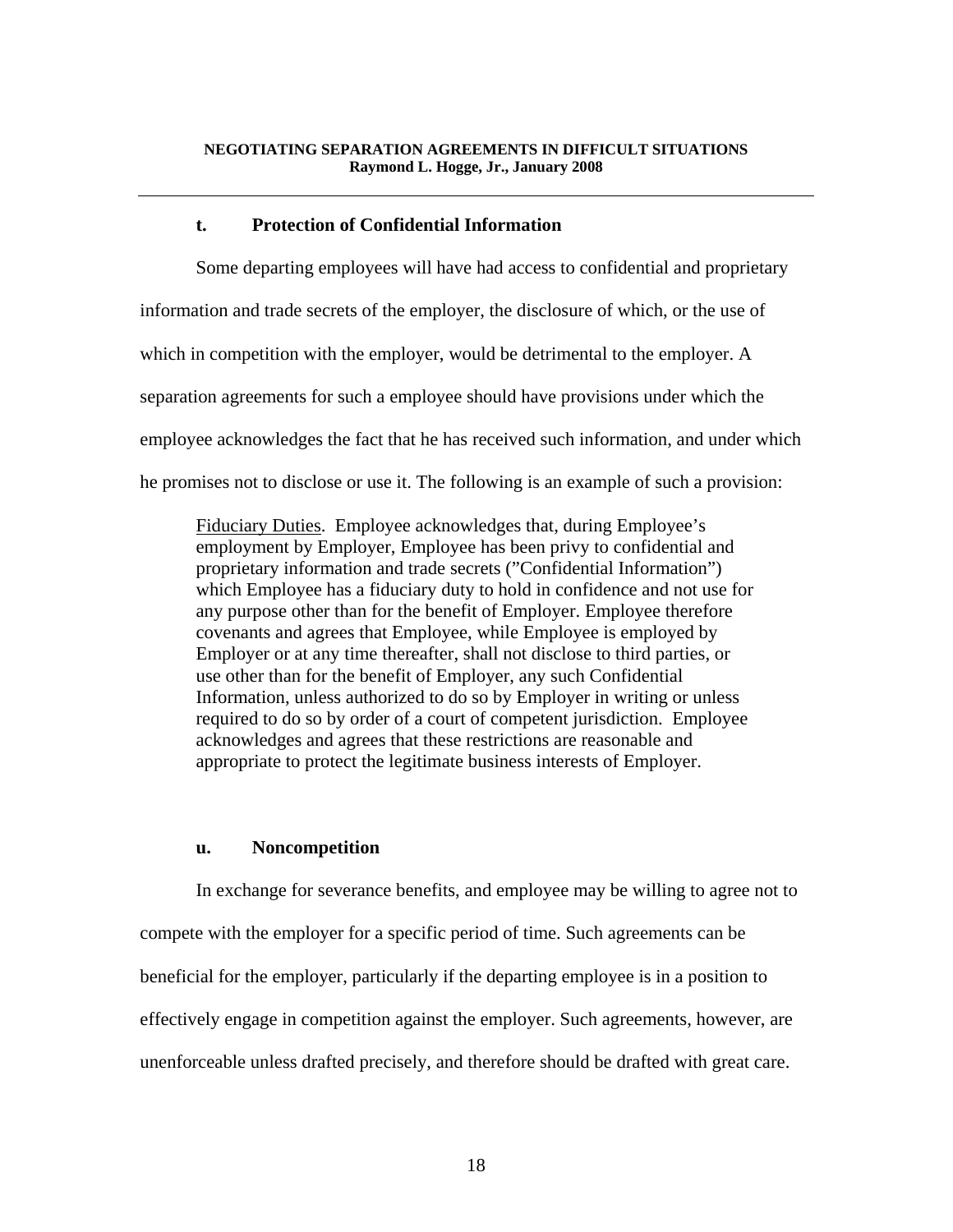### t. Protection of Confidential Information

Some departing employees will have had access to confidential and proprietary information and trade secrets of the employer, the disclosure of which, or the use of which in competition with the employer, would be detrimental to the employer. A separation agreements for such a employee should have provisions under which the employee acknowledges the fact that he has received such information, and under which he promises not to disclose or use it. The following is an example of such a provision:

> <u>Fiduciary Duties</u>. Employee acknowledges that, during Employee's employment by Employer, Employee has been privy to confidential and proprietary information and trade secrets ("Confidential Information") which Employee has a fiduciary duty to hold in confidence and not use for any purpose other than for the benefit of Employer. Employee therefore covenants and agrees that Employee, while Employee is employed by Employer or at any time thereafter, shall not disclose to third parties, or use other than for the benefit of Employer, any such Confidential Information, unless authorized to do so by Employer in writing or unless required to do so by order of a court of competent jurisdiction. Employee acknowledges and agrees that these restrictions are reasonable and appropriate to protect the legitimate business interests of Employer.

### u. Noncompetition

In exchange for severance benefits, and employee may be willing to agree not to compete with the employer for a specific period of time. Such agreements can be beneficial for the employer, particularly if the departing employee is in a position to effectively engage in competition against the employer. Such agreements, however, are unenforceable unless drafted precisely, and therefore should be drafted with great care.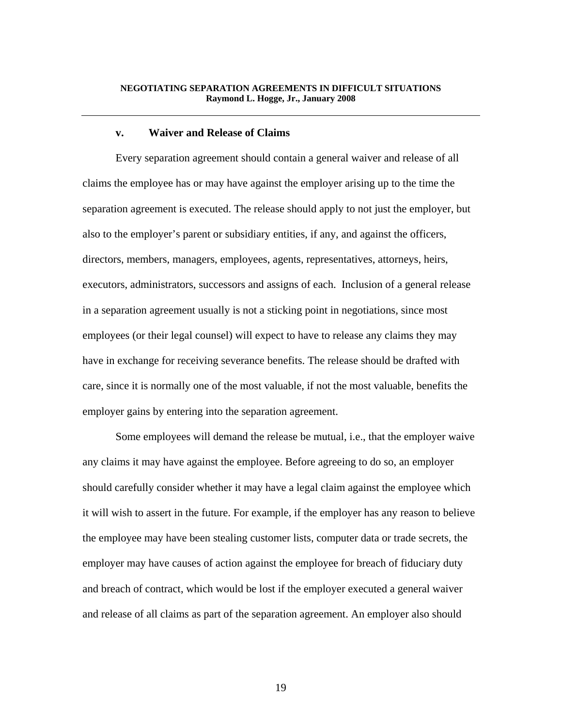### v. Waiver and Release of Claims

Every separation agreement should contain a general waiver and release of all claims the employee has or may have against the employer arising up to the time the separation agreement is executed. The release should apply to not just the employer, but also to the employer's parent or subsidiary entities, if any, and against the officers, directors, members, managers, employees, agents, representatives, attorneys, heirs, executors, administrators, successors and assigns of each. Inclusion of a general release in a separation agreement usually is not a sticking point in negotiations, since most employees (or their legal counsel) will expect to have to release any claims they may have in exchange for receiving severance benefits. The release should be drafted with care, since it is normally one of the most valuable, if not the most valuable, benefits the employer gains by entering into the separation agreement.

Some employees will demand the release be mutual, i.e., that the employer waive any claims it may have against the employee. Before agreeing to do so, an employer should carefully consider whether it may have a legal claim against the employee which it will wish to assert in the future. For example, if the employer has any reason to believe the employee may have been stealing customer lists, computer data or trade secrets, the employer may have causes of action against the employee for breach of fiduciary duty and breach of contract, which would be lost if the employer executed a general waiver and release of all claims as part of the separation agreement. An employer also should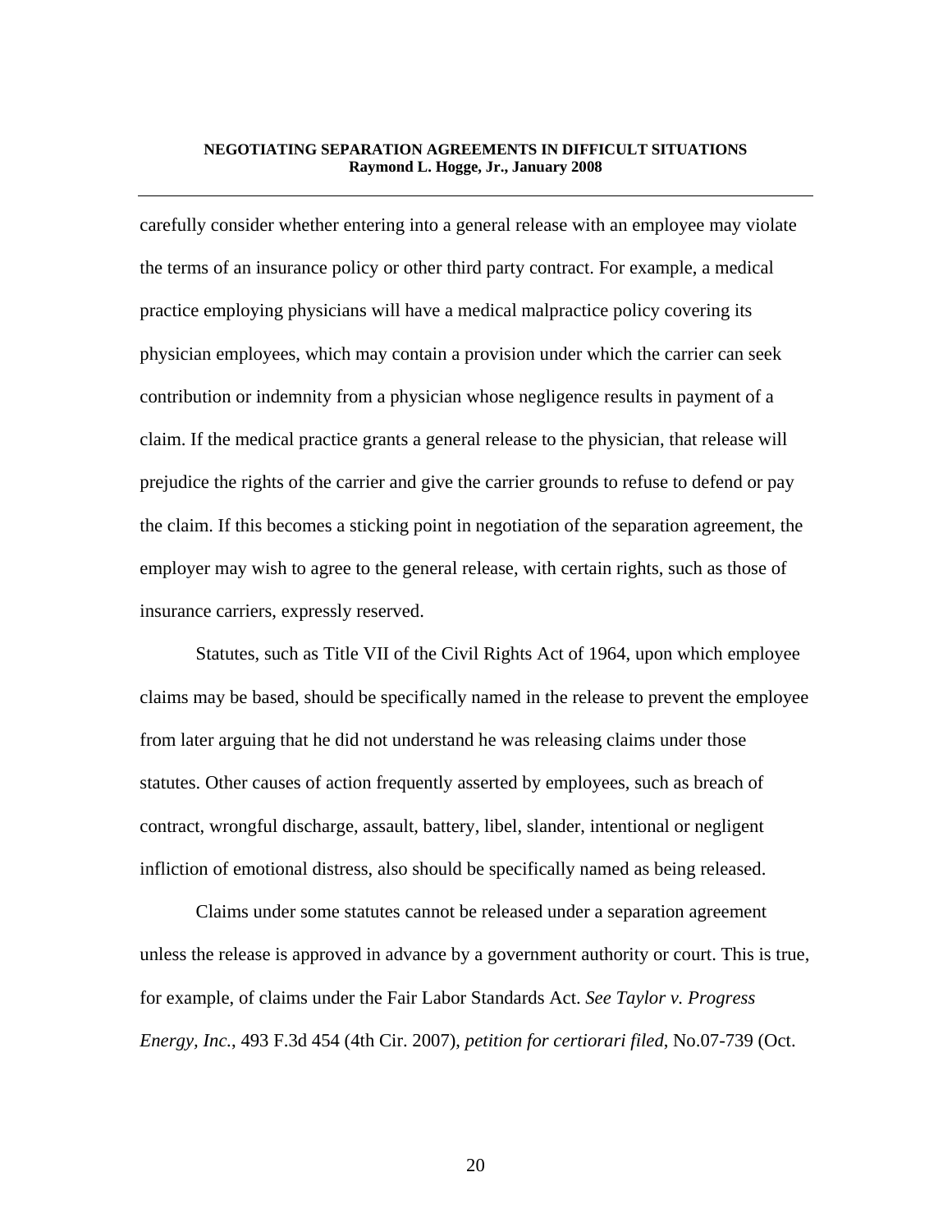carefully consider whether entering into a general release with an employee may violate the terms of an insurance policy or other third party contract. For example, a medical practice employing physicians will have a medical malpractice policy covering its physician employees, which may contain a provision under which the carrier can seek contribution or indemnity from a physician whose negligence results in payment of a claim. If the medical practice grants a general release to the physician, that release will prejudice the rights of the carrier and give the carrier grounds to refuse to defend or pay the claim. If this becomes a sticking point in negotiation of the separation agreement, the employer may wish to agree to the general release, with certain rights, such as those of insurance carriers, expressly reserved.

Statutes, such as Title VII of the Civil Rights Act of 1964, upon which employee claims may be based, should be specifically named in the release to prevent the employee from later arguing that he did not understand he was releasing claims under those statutes. Other causes of action frequently asserted by employees, such as breach of contract, wrongful discharge, assault, battery, libel, slander, intentional or negligent infliction of emotional distress, also should be specifically named as being released.

Claims under some statutes cannot be released under a separation agreement unless the release is approved in advance by a government authority or court. This is true, for example, of claims under the Fair Labor Standards Act. *See Taylor v. Progress Energy, Inc.*, 493 F.3d 454 (4th Cir. 2007), *petition for certiorari filed*, No.07-739 (Oct.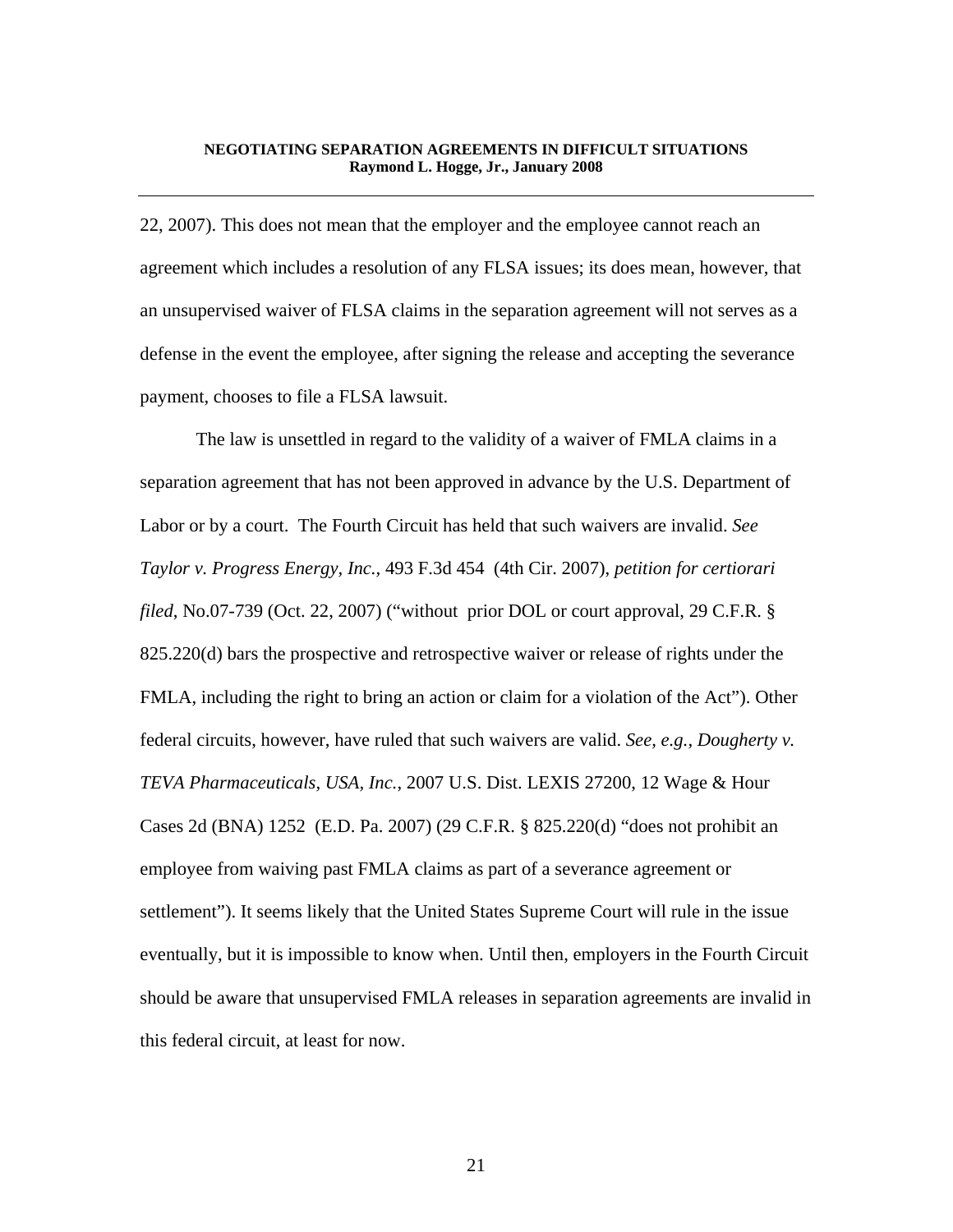22, 2007). This does not mean that the employer and the employee cannot reach an agreement which includes a resolution of any FLSA issues; its does mean, however, that an unsupervised waiver of FLSA claims in the separation agreement will not serves as a defense in the event the employee, after signing the release and accepting the severance payment, chooses to file a FLSA lawsuit.

The law is unsettled in regard to the validity of a waiver of FMLA claims in a separation agreement that has not been approved in advance by the U.S. Department of Labor or by a court. The Fourth Circuit has held that such waivers are invalid. *See Taylor v. Progress Energy, Inc.*, 493 F.3d 454 (4th Cir. 2007), *petition for certiorari filed*, No.07-739 (Oct. 22, 2007) ("without prior DOL or court approval, 29 C.F.R. § 825.220(d) bars the prospective and retrospective waiver or release of rights under the FMLA, including the right to bring an action or claim for a violation of the Act"). Other federal circuits, however, have ruled that such waivers are valid. *See, e.g.*, *Dougherty v. TEVA Pharmaceuticals, USA, Inc.*, 2007 U.S. Dist. LEXIS 27200, 12 Wage & Hour Cases 2d (BNA) 1252 (E.D. Pa. 2007) (29 C.F.R. § 825.220(d) "does not prohibit an employee from waiving past FMLA claims as part of a severance agreement or settlement"). It seems likely that the United States Supreme Court will rule in the issue eventually, but it is impossible to know when. Until then, employers in the Fourth Circuit should be aware that unsupervised FMLA releases in separation agreements are invalid in this federal circuit, at least for now.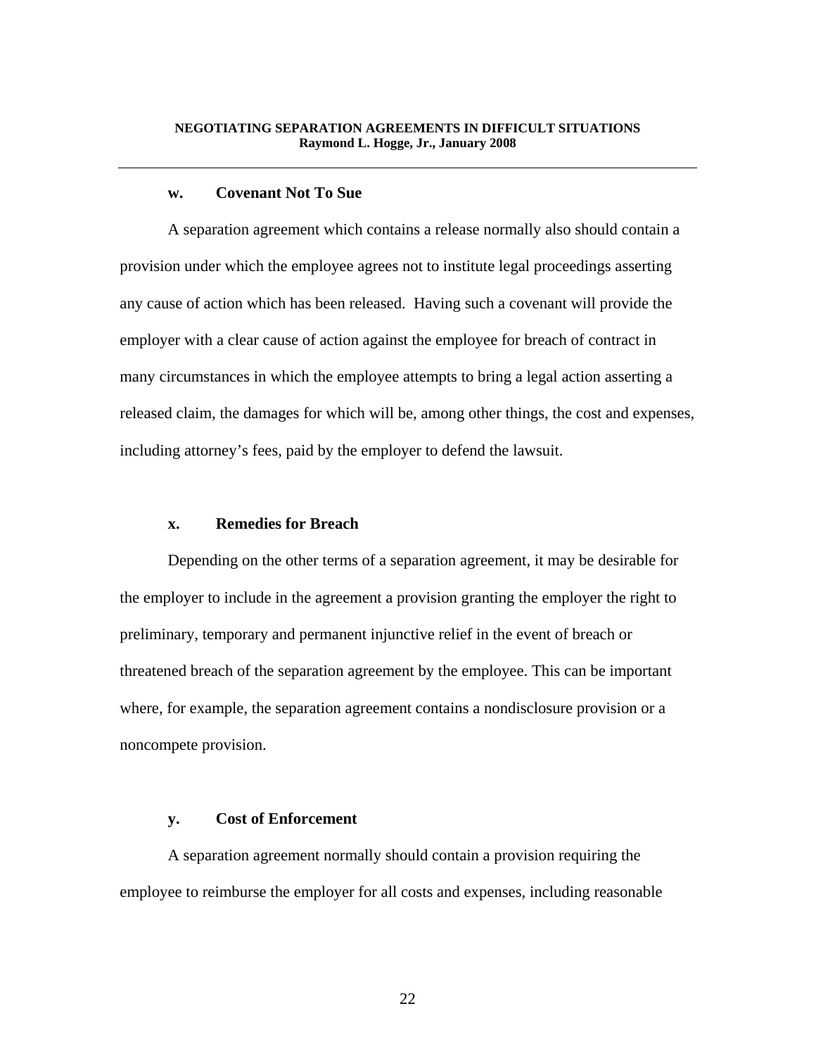### w. Covenant Not To Sue

A separation agreement which contains a release normally also should contain a provision under which the employee agrees not to institute legal proceedings asserting any cause of action which has been released. Having such a covenant will provide the employer with a clear cause of action against the employee for breach of contract in many circumstances in which the employee attempts to bring a legal action asserting a released claim, the damages for which will be, among other things, the cost and expenses, including attorney's fees, paid by the employer to defend the lawsuit.

### x. Remedies for Breach

Depending on the other terms of a separation agreement, it may be desirable for the employer to include in the agreement a provision granting the employer the right to preliminary, temporary and permanent injunctive relief in the event of breach or threatened breach of the separation agreement by the employee. This can be important where, for example, the separation agreement contains a nondisclosure provision or a noncompete provision.

### y. Cost of Enforcement

A separation agreement normally should contain a provision requiring the employee to reimburse the employer for all costs and expenses, including reasonable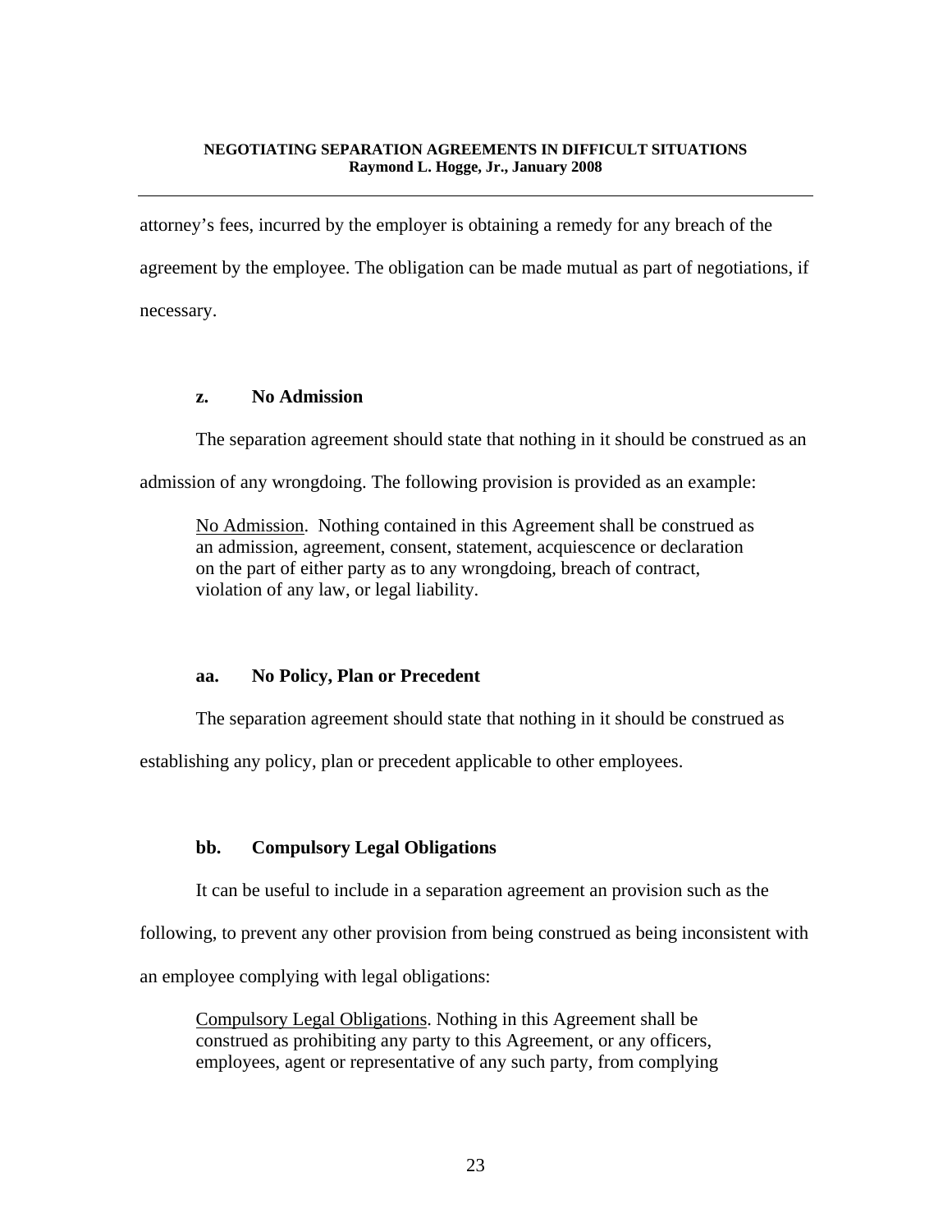attorney's fees, incurred by the employer is obtaining a remedy for any breach of the agreement by the employee. The obligation can be made mutual as part of negotiations, if necessary.

### z. No Admission

The separation agreement should state that nothing in it should be construed as an admission of any wrongdoing. The following provision is provided as an example:

> No Admission. Nothing contained in this Agreement shall be construed as an admission, agreement, consent, statement, acquiescence or declaration on the part of either party as to any wrongdoing, breach of contract, violation of any law, or legal liability.

### aa. No Policy, Plan or Precedent

The separation agreement should state that nothing in it should be construed as establishing any policy, plan or precedent applicable to other employees.

### bb. Compulsory Legal Obligations

It can be useful to include in a separation agreement an provision such as the following, to prevent any other provision from being construed as being inconsistent with an employee complying with legal obligations:

> Compulsory Legal Obligations. Nothing in this Agreement shall be construed as prohibiting any party to this Agreement, or any officers, employees, agent or representative of any such party, from complying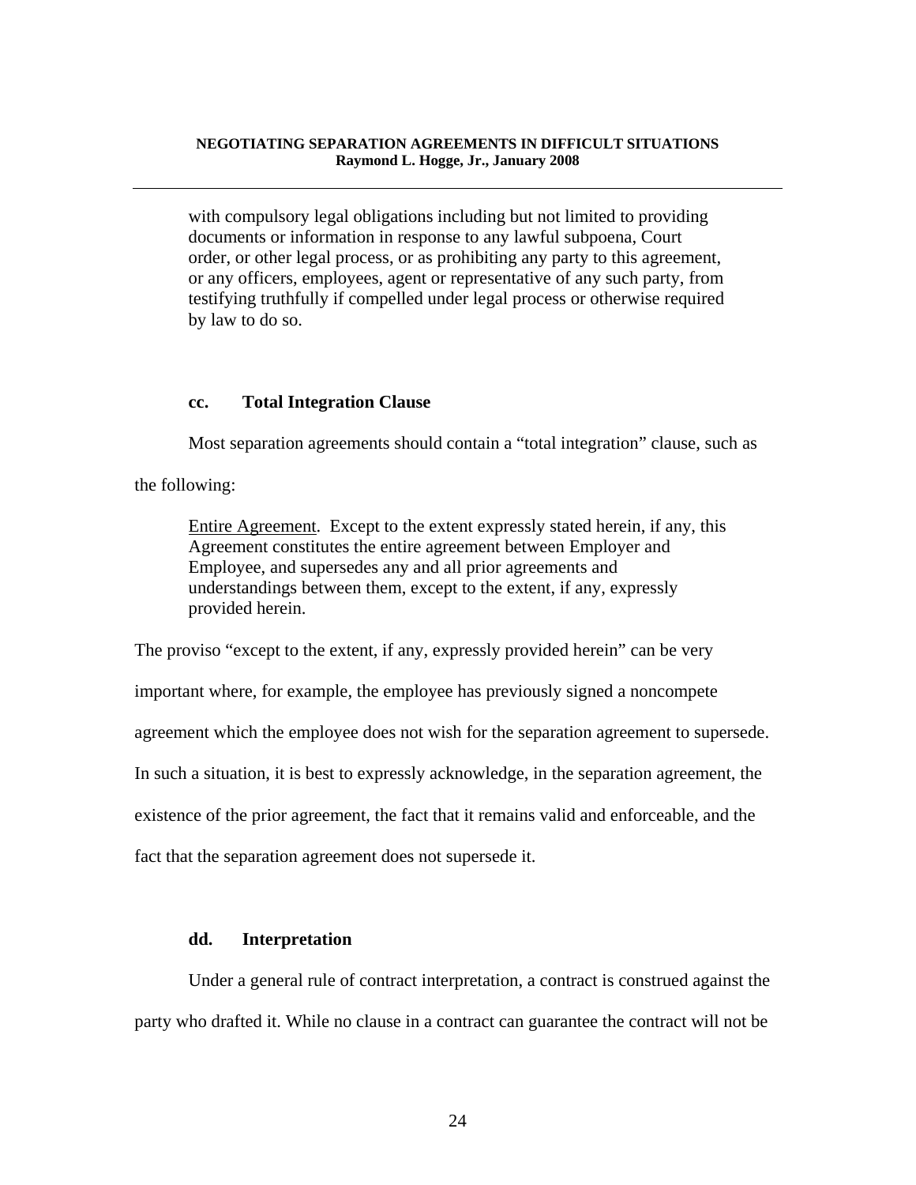> with compulsory legal obligations including but not limited to providing documents or information in response to any lawful subpoena, Court order, or other legal process, or as prohibiting any party to this agreement, or any officers, employees, agent or representative of any such party, from testifying truthfully if compelled under legal process or otherwise required by law to do so.

#### cc. Total Integration Clause

Most separation agreements should contain a "total integration" clause, such as the following:

> Entire Agreement. Except to the extent expressly stated herein, if any, this Agreement constitutes the entire agreement between Employer and Employee, and supersedes any and all prior agreements and understandings between them, except to the extent, if any, expressly provided herein.

The proviso "except to the extent, if any, expressly provided herein" can be very important where, for example, the employee has previously signed a noncompete agreement which the employee does not wish for the separation agreement to supersede. In such a situation, it is best to expressly acknowledge, in the separation agreement, the existence of the prior agreement, the fact that it remains valid and enforceable, and the fact that the separation agreement does not supersede it.

#### dd. Interpretation

Under a general rule of contract interpretation, a contract is construed against the party who drafted it. While no clause in a contract can guarantee the contract will not be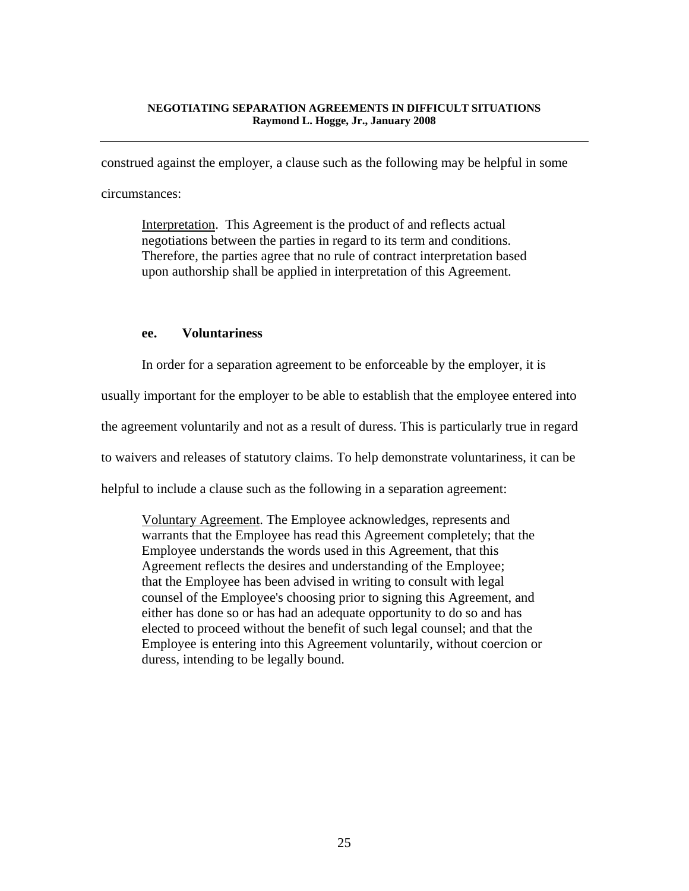construed against the employer, a clause such as the following may be helpful in some circumstances:

> Interpretation. This Agreement is the product of and reflects actual negotiations between the parties in regard to its term and conditions. Therefore, the parties agree that no rule of contract interpretation based upon authorship shall be applied in interpretation of this Agreement.

### ee. Voluntariness

In order for a separation agreement to be enforceable by the employer, it is usually important for the employer to be able to establish that the employee entered into the agreement voluntarily and not as a result of duress. This is particularly true in regard to waivers and releases of statutory claims. To help demonstrate voluntariness, it can be helpful to include a clause such as the following in a separation agreement:

> Voluntary Agreement. The Employee acknowledges, represents and warrants that the Employee has read this Agreement completely; that the Employee understands the words used in this Agreement, that this Agreement reflects the desires and understanding of the Employee; that the Employee has been advised in writing to consult with legal counsel of the Employee's choosing prior to signing this Agreement, and either has done so or has had an adequate opportunity to do so and has elected to proceed without the benefit of such legal counsel; and that the Employee is entering into this Agreement voluntarily, without coercion or duress, intending to be legally bound.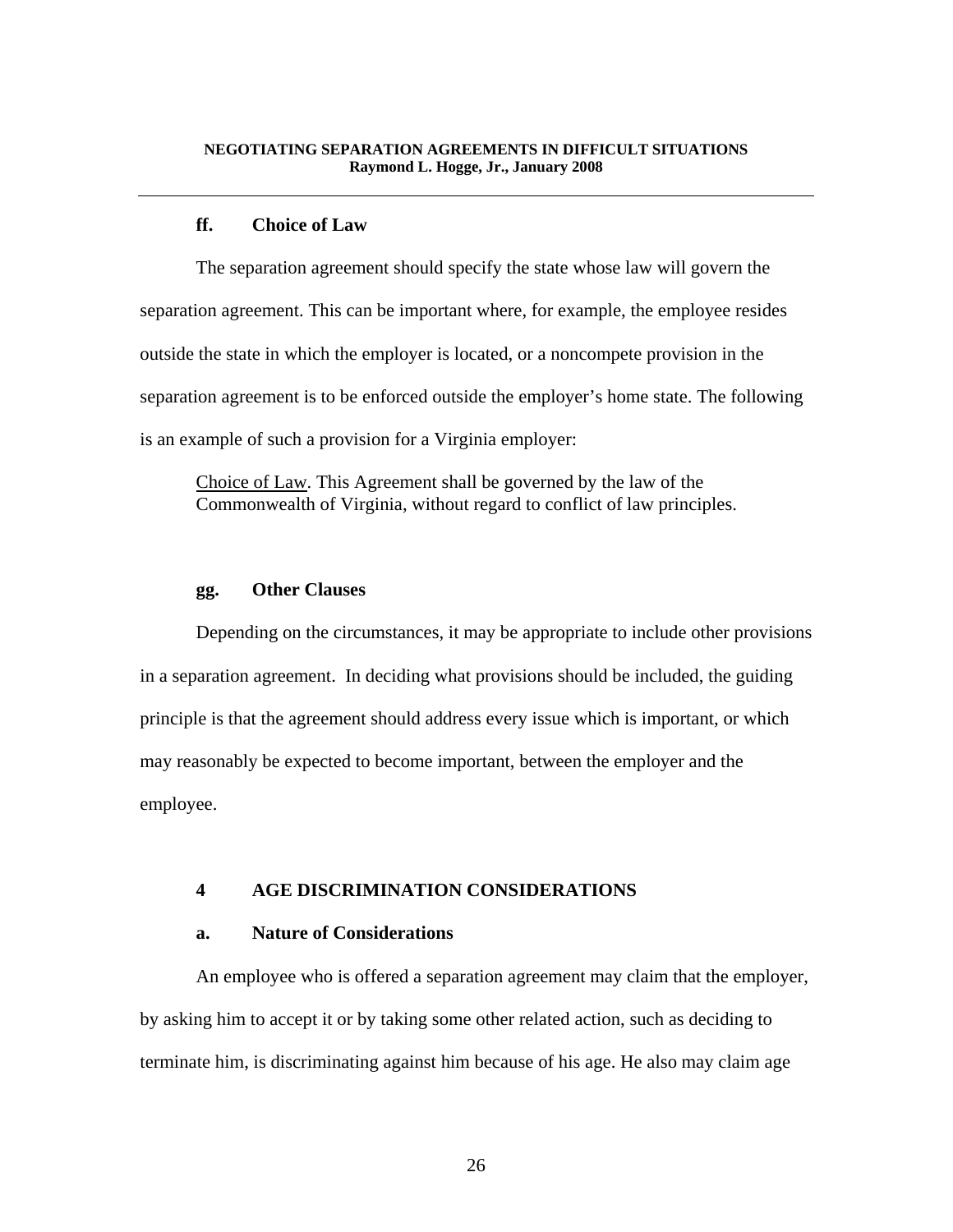#### ff. Choice of Law

The separation agreement should specify the state whose law will govern the separation agreement. This can be important where, for example, the employee resides outside the state in which the employer is located, or a noncompete provision in the separation agreement is to be enforced outside the employer's home state. The following is an example of such a provision for a Virginia employer:

> Choice of Law. This Agreement shall be governed by the law of the Commonwealth of Virginia, without regard to conflict of law principles.

#### gg. Other Clauses

Depending on the circumstances, it may be appropriate to include other provisions in a separation agreement. In deciding what provisions should be included, the guiding principle is that the agreement should address every issue which is important, or which may reasonably be expected to become important, between the employer and the employee.

## 4 AGE DISCRIMINATION CONSIDERATIONS

#### a. Nature of Considerations

An employee who is offered a separation agreement may claim that the employer, by asking him to accept it or by taking some other related action, such as deciding to terminate him, is discriminating against him because of his age. He also may claim age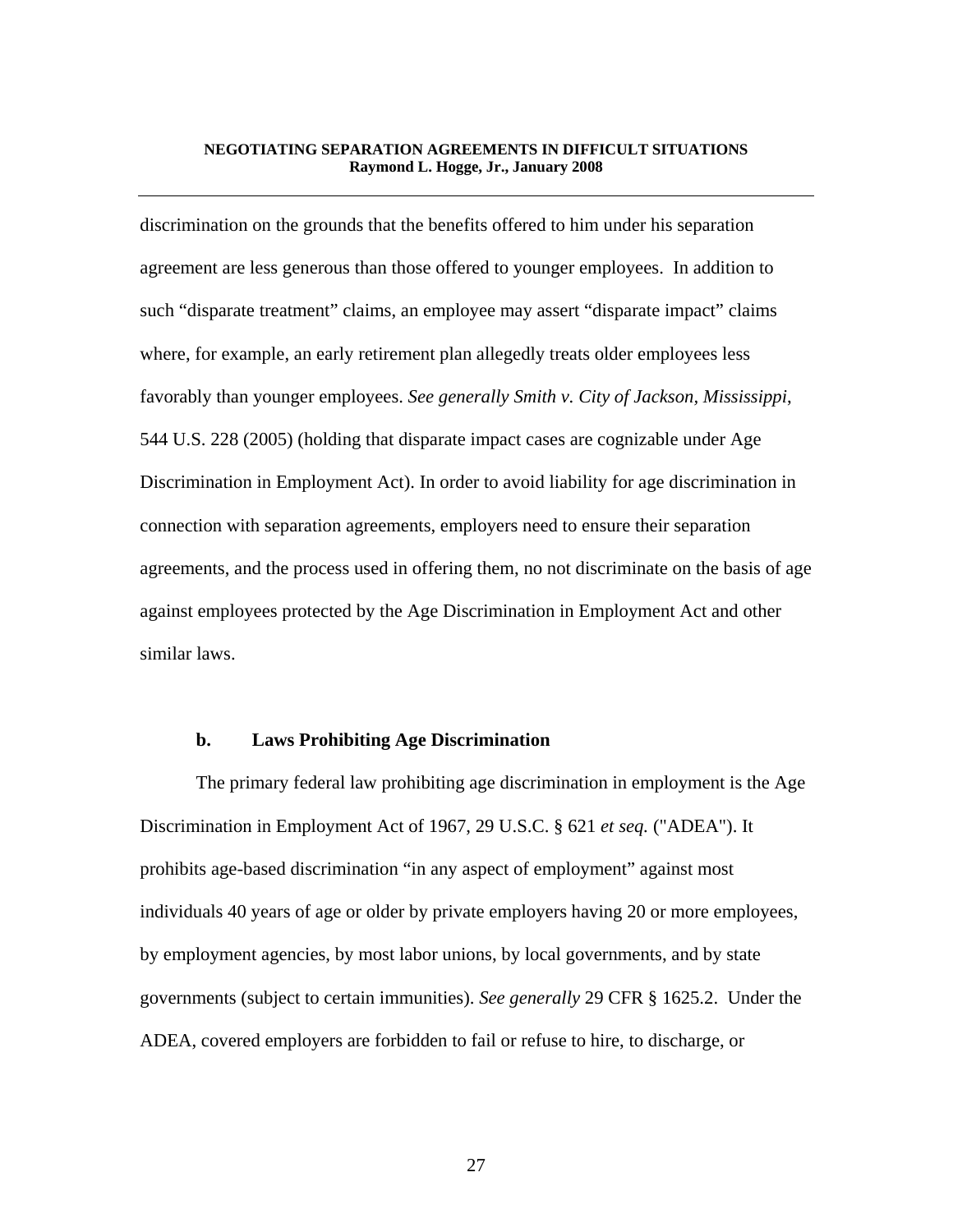discrimination on the grounds that the benefits offered to him under his separation agreement are less generous than those offered to younger employees. In addition to such "disparate treatment" claims, an employee may assert "disparate impact" claims where, for example, an early retirement plan allegedly treats older employees less favorably than younger employees. *See generally Smith v. City of Jackson, Mississippi*, 544 U.S. 228 (2005) (holding that disparate impact cases are cognizable under Age Discrimination in Employment Act). In order to avoid liability for age discrimination in connection with separation agreements, employers need to ensure their separation agreements, and the process used in offering them, no not discriminate on the basis of age against employees protected by the Age Discrimination in Employment Act and other similar laws.

#### b. Laws Prohibiting Age Discrimination

The primary federal law prohibiting age discrimination in employment is the Age Discrimination in Employment Act of 1967, 29 U.S.C. § 621 *et seq.* ("ADEA"). It prohibits age-based discrimination "in any aspect of employment" against most individuals 40 years of age or older by private employers having 20 or more employees, by employment agencies, by most labor unions, by local governments, and by state governments (subject to certain immunities). *See generally* 29 CFR § 1625.2. Under the ADEA, covered employers are forbidden to fail or refuse to hire, to discharge, or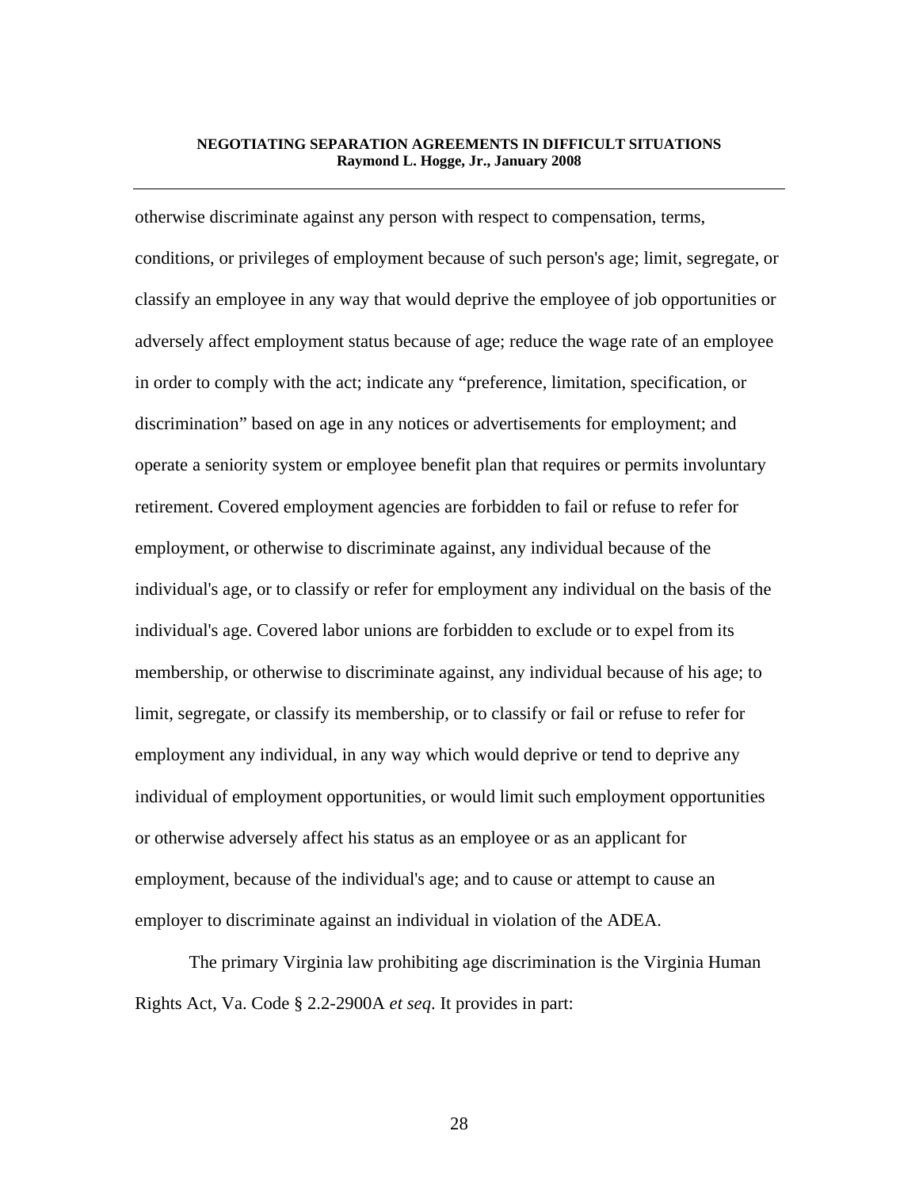otherwise discriminate against any person with respect to compensation, terms, conditions, or privileges of employment because of such person's age; limit, segregate, or classify an employee in any way that would deprive the employee of job opportunities or adversely affect employment status because of age; reduce the wage rate of an employee in order to comply with the act; indicate any "preference, limitation, specification, or discrimination" based on age in any notices or advertisements for employment; and operate a seniority system or employee benefit plan that requires or permits involuntary retirement. Covered employment agencies are forbidden to fail or refuse to refer for employment, or otherwise to discriminate against, any individual because of the individual's age, or to classify or refer for employment any individual on the basis of the individual's age. Covered labor unions are forbidden to exclude or to expel from its membership, or otherwise to discriminate against, any individual because of his age; to limit, segregate, or classify its membership, or to classify or fail or refuse to refer for employment any individual, in any way which would deprive or tend to deprive any individual of employment opportunities, or would limit such employment opportunities or otherwise adversely affect his status as an employee or as an applicant for employment, because of the individual's age; and to cause or attempt to cause an employer to discriminate against an individual in violation of the ADEA.

The primary Virginia law prohibiting age discrimination is the Virginia Human Rights Act, Va. Code § 2.2-2900A *et seq*. It provides in part: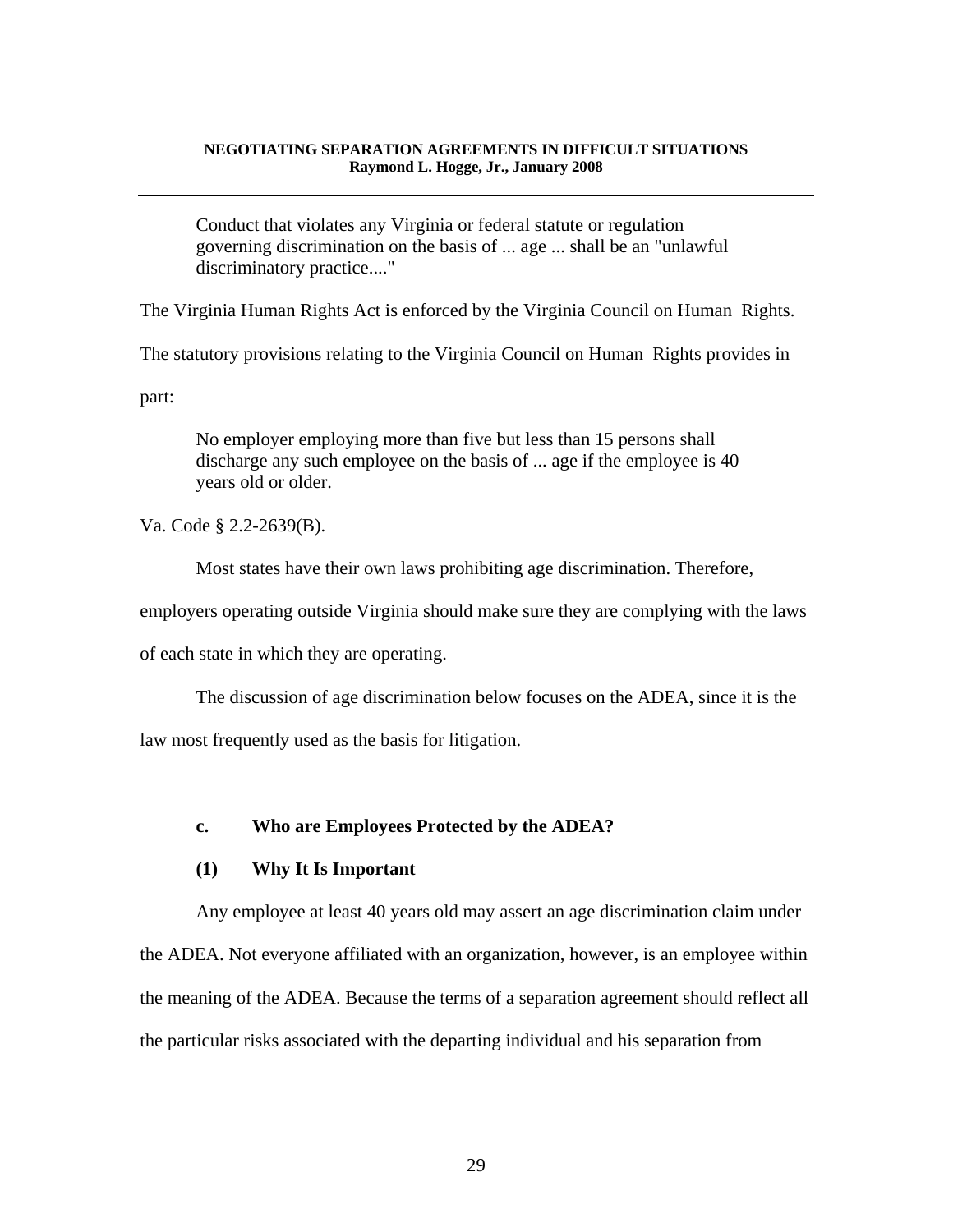> Conduct that violates any Virginia or federal statute or regulation governing discrimination on the basis of ... age ... shall be an "unlawful discriminatory practice...."

The Virginia Human Rights Act is enforced by the Virginia Council on Human Rights. The statutory provisions relating to the Virginia Council on Human Rights provides in part:

> No employer employing more than five but less than 15 persons shall discharge any such employee on the basis of ... age if the employee is 40 years old or older.

Va. Code § 2.2-2639(B).

Most states have their own laws prohibiting age discrimination. Therefore, employers operating outside Virginia should make sure they are complying with the laws of each state in which they are operating.

The discussion of age discrimination below focuses on the ADEA, since it is the law most frequently used as the basis for litigation.

### c. Who are Employees Protected by the ADEA?

#### (1) Why It Is Important

Any employee at least 40 years old may assert an age discrimination claim under the ADEA. Not everyone affiliated with an organization, however, is an employee within the meaning of the ADEA. Because the terms of a separation agreement should reflect all the particular risks associated with the departing individual and his separation from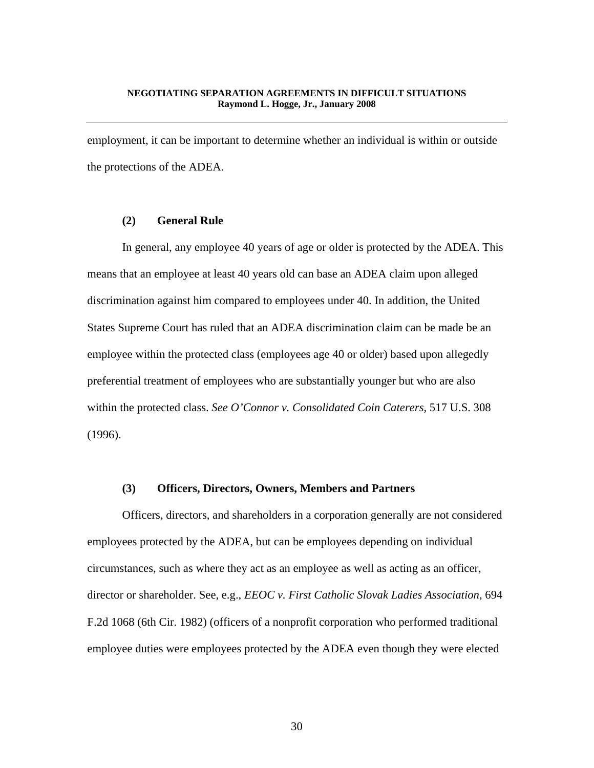employment, it can be important to determine whether an individual is within or outside the protections of the ADEA.

#### (2) General Rule

In general, any employee 40 years of age or older is protected by the ADEA. This means that an employee at least 40 years old can base an ADEA claim upon alleged discrimination against him compared to employees under 40. In addition, the United States Supreme Court has ruled that an ADEA discrimination claim can be made be an employee within the protected class (employees age 40 or older) based upon allegedly preferential treatment of employees who are substantially younger but who are also within the protected class. *See O'Connor v. Consolidated Coin Caterers*, 517 U.S. 308 (1996).

#### (3) Officers, Directors, Owners, Members and Partners

Officers, directors, and shareholders in a corporation generally are not considered employees protected by the ADEA, but can be employees depending on individual circumstances, such as where they act as an employee as well as acting as an officer, director or shareholder. See, e.g., *EEOC v. First Catholic Slovak Ladies Association*, 694 F.2d 1068 (6th Cir. 1982) (officers of a nonprofit corporation who performed traditional employee duties were employees protected by the ADEA even though they were elected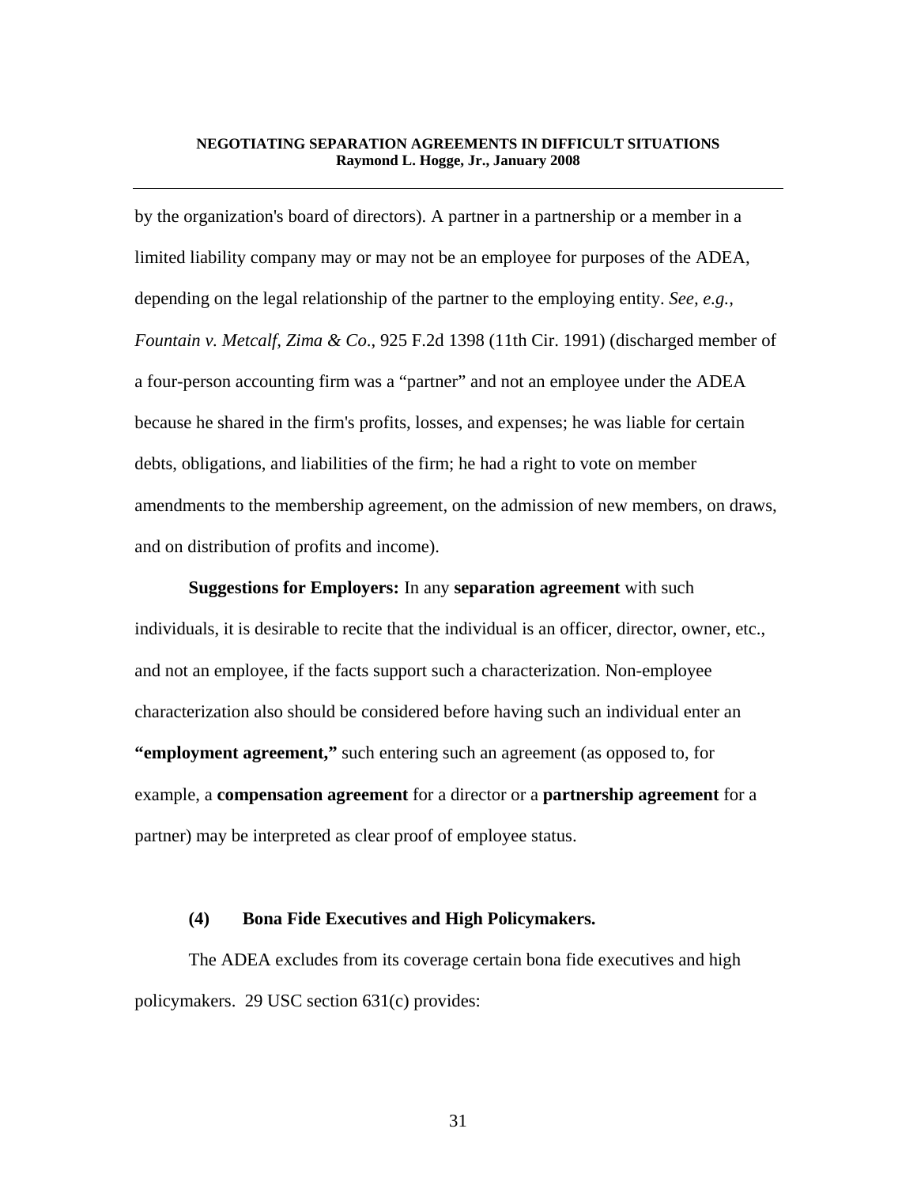by the organization's board of directors). A partner in a partnership or a member in a limited liability company may or may not be an employee for purposes of the ADEA, depending on the legal relationship of the partner to the employing entity. *See, e.g.*, *Fountain v. Metcalf, Zima & Co*., 925 F.2d 1398 (11th Cir. 1991) (discharged member of a four-person accounting firm was a "partner" and not an employee under the ADEA because he shared in the firm's profits, losses, and expenses; he was liable for certain debts, obligations, and liabilities of the firm; he had a right to vote on member amendments to the membership agreement, on the admission of new members, on draws, and on distribution of profits and income).

**Suggestions for Employers:** In any **separation agreement** with such individuals, it is desirable to recite that the individual is an officer, director, owner, etc., and not an employee, if the facts support such a characterization. Non-employee characterization also should be considered before having such an individual enter an **"employment agreement,"** such entering such an agreement (as opposed to, for example, a **compensation agreement** for a director or a **partnership agreement** for a partner) may be interpreted as clear proof of employee status.

#### (4) Bona Fide Executives and High Policymakers.

The ADEA excludes from its coverage certain bona fide executives and high policymakers. 29 USC section 631(c) provides: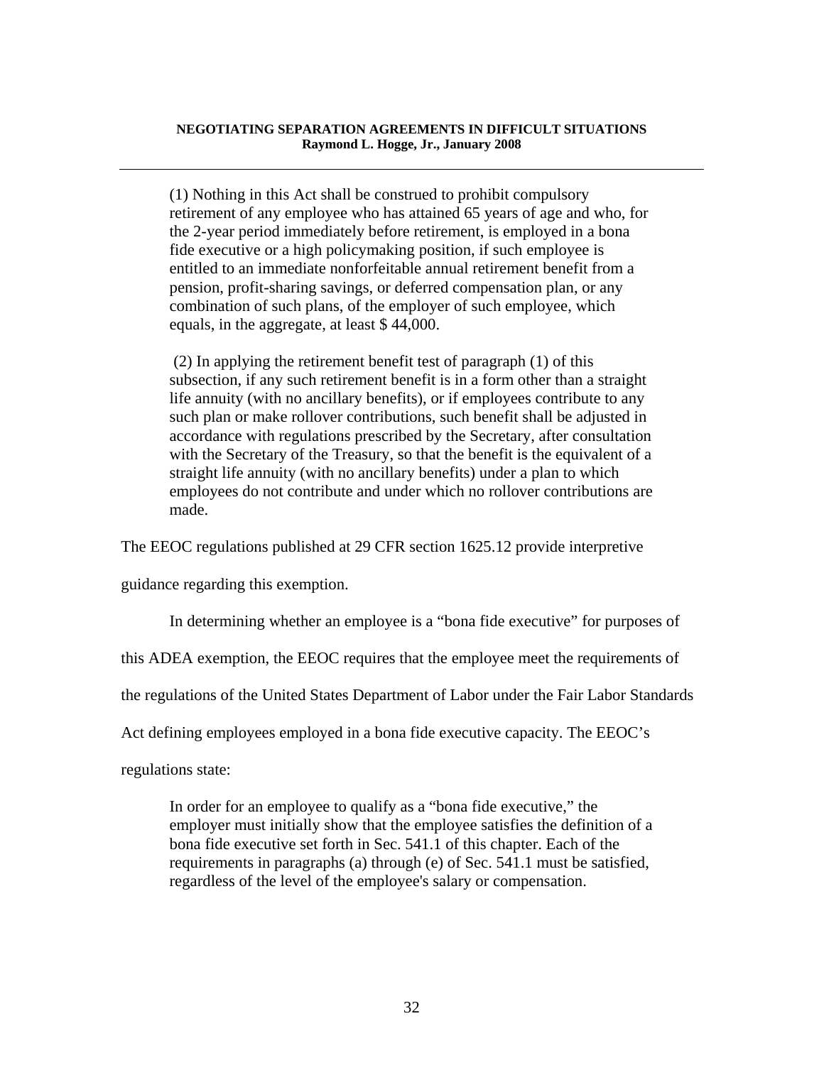> (1) Nothing in this Act shall be construed to prohibit compulsory retirement of any employee who has attained 65 years of age and who, for the 2-year period immediately before retirement, is employed in a bona fide executive or a high policymaking position, if such employee is entitled to an immediate nonforfeitable annual retirement benefit from a pension, profit-sharing savings, or deferred compensation plan, or any combination of such plans, of the employer of such employee, which equals, in the aggregate, at least $ 44,000.
>
> (2) In applying the retirement benefit test of paragraph (1) of this subsection, if any such retirement benefit is in a form other than a straight life annuity (with no ancillary benefits), or if employees contribute to any such plan or make rollover contributions, such benefit shall be adjusted in accordance with regulations prescribed by the Secretary, after consultation with the Secretary of the Treasury, so that the benefit is the equivalent of a straight life annuity (with no ancillary benefits) under a plan to which employees do not contribute and under which no rollover contributions are made.

The EEOC regulations published at 29 CFR section 1625.12 provide interpretive guidance regarding this exemption.

In determining whether an employee is a "bona fide executive" for purposes of this ADEA exemption, the EEOC requires that the employee meet the requirements of the regulations of the United States Department of Labor under the Fair Labor Standards Act defining employees employed in a bona fide executive capacity. The EEOC's regulations state:

> In order for an employee to qualify as a "bona fide executive," the employer must initially show that the employee satisfies the definition of a bona fide executive set forth in Sec. 541.1 of this chapter. Each of the requirements in paragraphs (a) through (e) of Sec. 541.1 must be satisfied, regardless of the level of the employee's salary or compensation.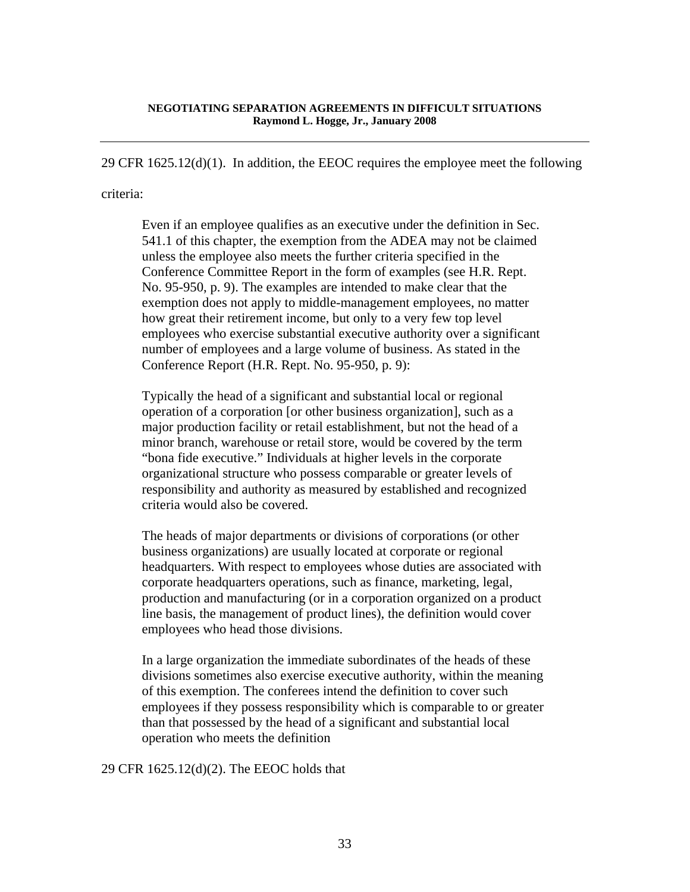29 CFR 1625.12(d)(1). In addition, the EEOC requires the employee meet the following criteria:

> Even if an employee qualifies as an executive under the definition in Sec. 541.1 of this chapter, the exemption from the ADEA may not be claimed unless the employee also meets the further criteria specified in the Conference Committee Report in the form of examples (see H.R. Rept. No. 95-950, p. 9). The examples are intended to make clear that the exemption does not apply to middle-management employees, no matter how great their retirement income, but only to a very few top level employees who exercise substantial executive authority over a significant number of employees and a large volume of business. As stated in the Conference Report (H.R. Rept. No. 95-950, p. 9):
>
> Typically the head of a significant and substantial local or regional operation of a corporation [or other business organization], such as a major production facility or retail establishment, but not the head of a minor branch, warehouse or retail store, would be covered by the term "bona fide executive." Individuals at higher levels in the corporate organizational structure who possess comparable or greater levels of responsibility and authority as measured by established and recognized criteria would also be covered.
>
> The heads of major departments or divisions of corporations (or other business organizations) are usually located at corporate or regional headquarters. With respect to employees whose duties are associated with corporate headquarters operations, such as finance, marketing, legal, production and manufacturing (or in a corporation organized on a product line basis, the management of product lines), the definition would cover employees who head those divisions.
>
> In a large organization the immediate subordinates of the heads of these divisions sometimes also exercise executive authority, within the meaning of this exemption. The conferees intend the definition to cover such employees if they possess responsibility which is comparable to or greater than that possessed by the head of a significant and substantial local operation who meets the definition

29 CFR 1625.12(d)(2). The EEOC holds that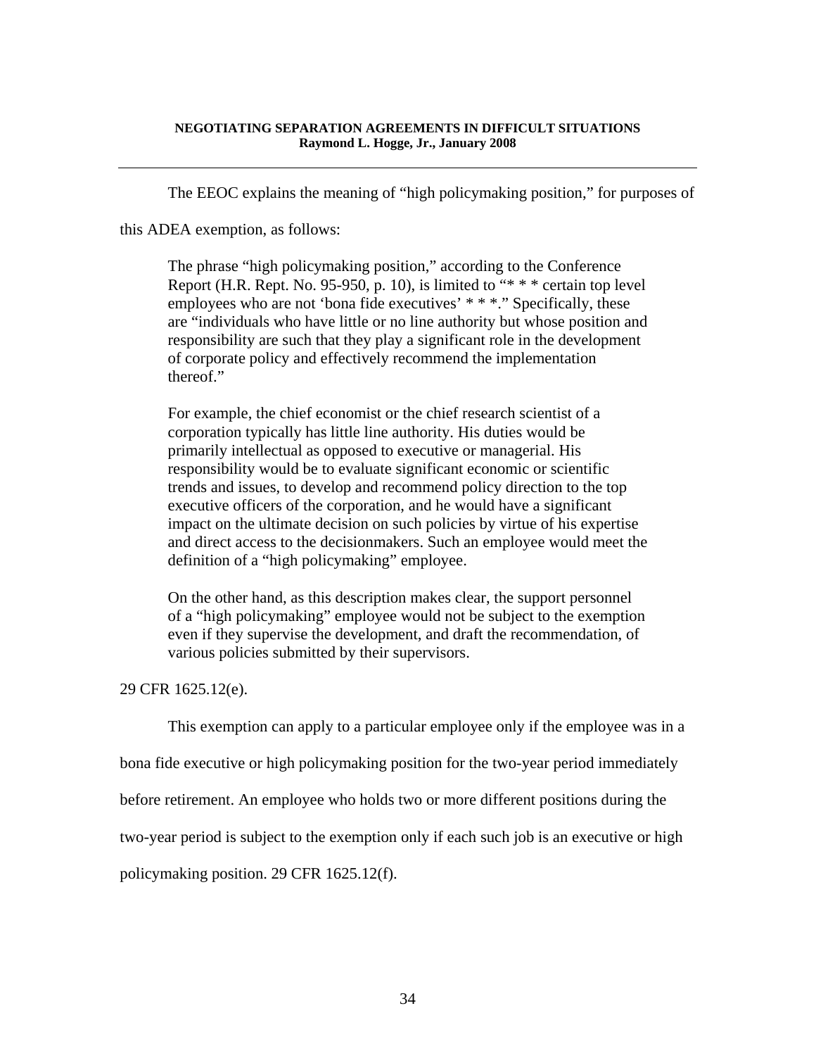The EEOC explains the meaning of "high policymaking position," for purposes of this ADEA exemption, as follows:

> The phrase "high policymaking position," according to the Conference Report (H.R. Rept. No. 95-950, p. 10), is limited to "* * * certain top level employees who are not 'bona fide executives' * * *." Specifically, these are "individuals who have little or no line authority but whose position and responsibility are such that they play a significant role in the development of corporate policy and effectively recommend the implementation thereof."
>
> For example, the chief economist or the chief research scientist of a corporation typically has little line authority. His duties would be primarily intellectual as opposed to executive or managerial. His responsibility would be to evaluate significant economic or scientific trends and issues, to develop and recommend policy direction to the top executive officers of the corporation, and he would have a significant impact on the ultimate decision on such policies by virtue of his expertise and direct access to the decisionmakers. Such an employee would meet the definition of a "high policymaking" employee.
>
> On the other hand, as this description makes clear, the support personnel of a "high policymaking" employee would not be subject to the exemption even if they supervise the development, and draft the recommendation, of various policies submitted by their supervisors.

29 CFR 1625.12(e).

This exemption can apply to a particular employee only if the employee was in a bona fide executive or high policymaking position for the two-year period immediately before retirement. An employee who holds two or more different positions during the two-year period is subject to the exemption only if each such job is an executive or high policymaking position. 29 CFR 1625.12(f).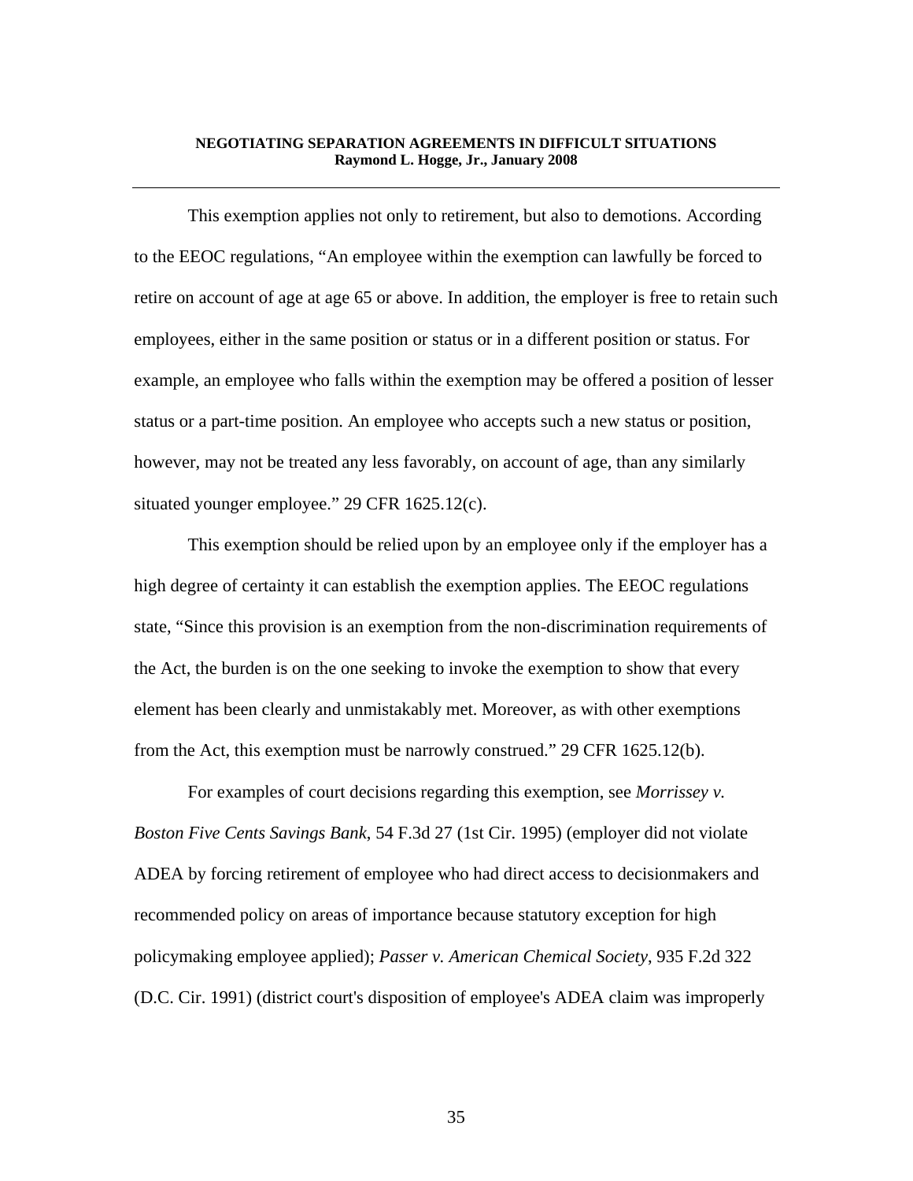This exemption applies not only to retirement, but also to demotions. According to the EEOC regulations, "An employee within the exemption can lawfully be forced to retire on account of age at age 65 or above. In addition, the employer is free to retain such employees, either in the same position or status or in a different position or status. For example, an employee who falls within the exemption may be offered a position of lesser status or a part-time position. An employee who accepts such a new status or position, however, may not be treated any less favorably, on account of age, than any similarly situated younger employee." 29 CFR 1625.12(c).

This exemption should be relied upon by an employee only if the employer has a high degree of certainty it can establish the exemption applies. The EEOC regulations state, "Since this provision is an exemption from the non-discrimination requirements of the Act, the burden is on the one seeking to invoke the exemption to show that every element has been clearly and unmistakably met. Moreover, as with other exemptions from the Act, this exemption must be narrowly construed." 29 CFR 1625.12(b).

For examples of court decisions regarding this exemption, see *Morrissey v. Boston Five Cents Savings Bank*, 54 F.3d 27 (1st Cir. 1995) (employer did not violate ADEA by forcing retirement of employee who had direct access to decisionmakers and recommended policy on areas of importance because statutory exception for high policymaking employee applied); *Passer v. American Chemical Society*, 935 F.2d 322 (D.C. Cir. 1991) (district court's disposition of employee's ADEA claim was improperly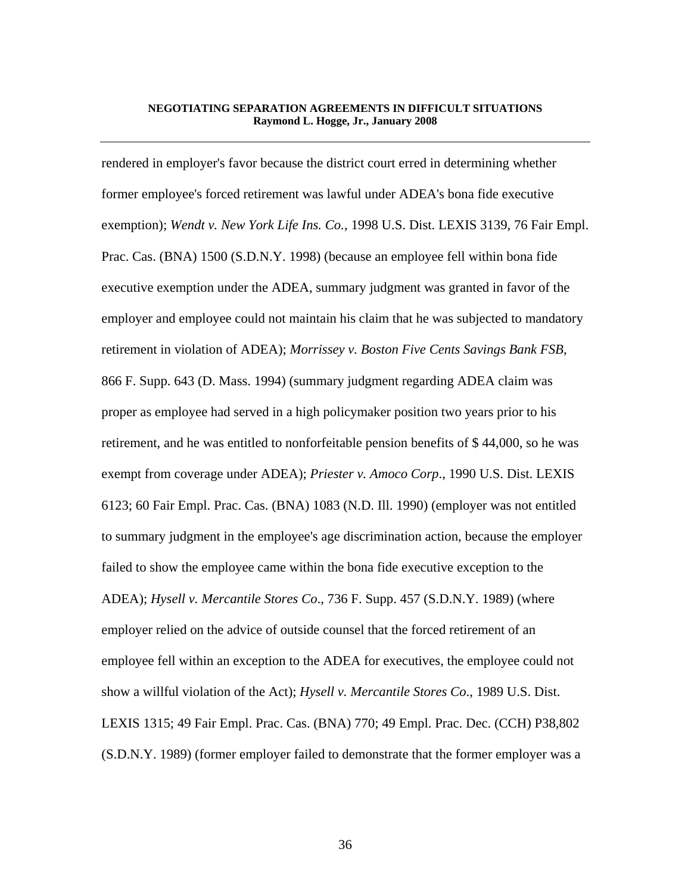rendered in employer's favor because the district court erred in determining whether former employee's forced retirement was lawful under ADEA's bona fide executive exemption); *Wendt v. New York Life Ins. Co.*, 1998 U.S. Dist. LEXIS 3139, 76 Fair Empl. Prac. Cas. (BNA) 1500 (S.D.N.Y. 1998) (because an employee fell within bona fide executive exemption under the ADEA, summary judgment was granted in favor of the employer and employee could not maintain his claim that he was subjected to mandatory retirement in violation of ADEA); *Morrissey v. Boston Five Cents Savings Bank FSB*, 866 F. Supp. 643 (D. Mass. 1994) (summary judgment regarding ADEA claim was proper as employee had served in a high policymaker position two years prior to his retirement, and he was entitled to nonforfeitable pension benefits of $ 44,000, so he was exempt from coverage under ADEA); *Priester v. Amoco Corp*., 1990 U.S. Dist. LEXIS 6123; 60 Fair Empl. Prac. Cas. (BNA) 1083 (N.D. Ill. 1990) (employer was not entitled to summary judgment in the employee's age discrimination action, because the employer failed to show the employee came within the bona fide executive exception to the ADEA); *Hysell v. Mercantile Stores Co*., 736 F. Supp. 457 (S.D.N.Y. 1989) (where employer relied on the advice of outside counsel that the forced retirement of an employee fell within an exception to the ADEA for executives, the employee could not show a willful violation of the Act); *Hysell v. Mercantile Stores Co*., 1989 U.S. Dist. LEXIS 1315; 49 Fair Empl. Prac. Cas. (BNA) 770; 49 Empl. Prac. Dec. (CCH) P38,802 (S.D.N.Y. 1989) (former employer failed to demonstrate that the former employer was a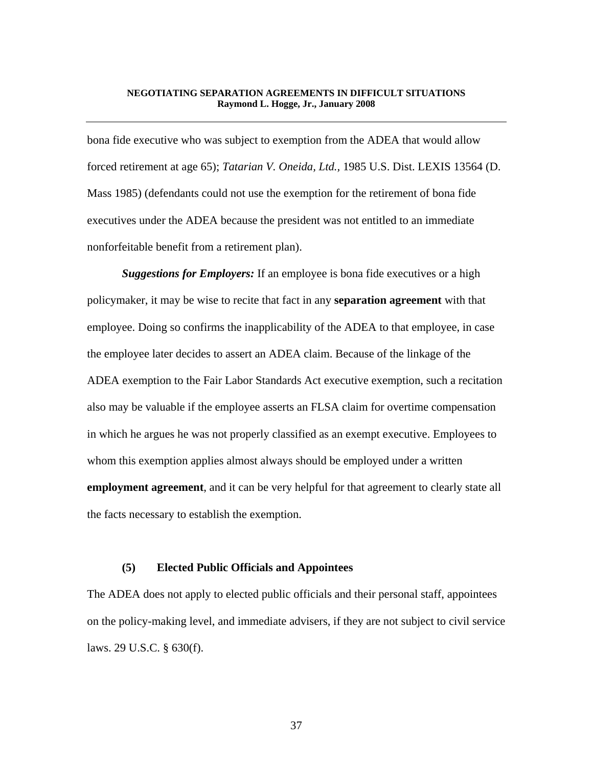bona fide executive who was subject to exemption from the ADEA that would allow forced retirement at age 65); *Tatarian V. Oneida, Ltd.*, 1985 U.S. Dist. LEXIS 13564 (D. Mass 1985) (defendants could not use the exemption for the retirement of bona fide executives under the ADEA because the president was not entitled to an immediate nonforfeitable benefit from a retirement plan).

***Suggestions for Employers:*** If an employee is bona fide executives or a high policymaker, it may be wise to recite that fact in any **separation agreement** with that employee. Doing so confirms the inapplicability of the ADEA to that employee, in case the employee later decides to assert an ADEA claim. Because of the linkage of the ADEA exemption to the Fair Labor Standards Act executive exemption, such a recitation also may be valuable if the employee asserts an FLSA claim for overtime compensation in which he argues he was not properly classified as an exempt executive. Employees to whom this exemption applies almost always should be employed under a written **employment agreement**, and it can be very helpful for that agreement to clearly state all the facts necessary to establish the exemption.

#### (5) Elected Public Officials and Appointees

The ADEA does not apply to elected public officials and their personal staff, appointees on the policy-making level, and immediate advisers, if they are not subject to civil service laws. 29 U.S.C. § 630(f).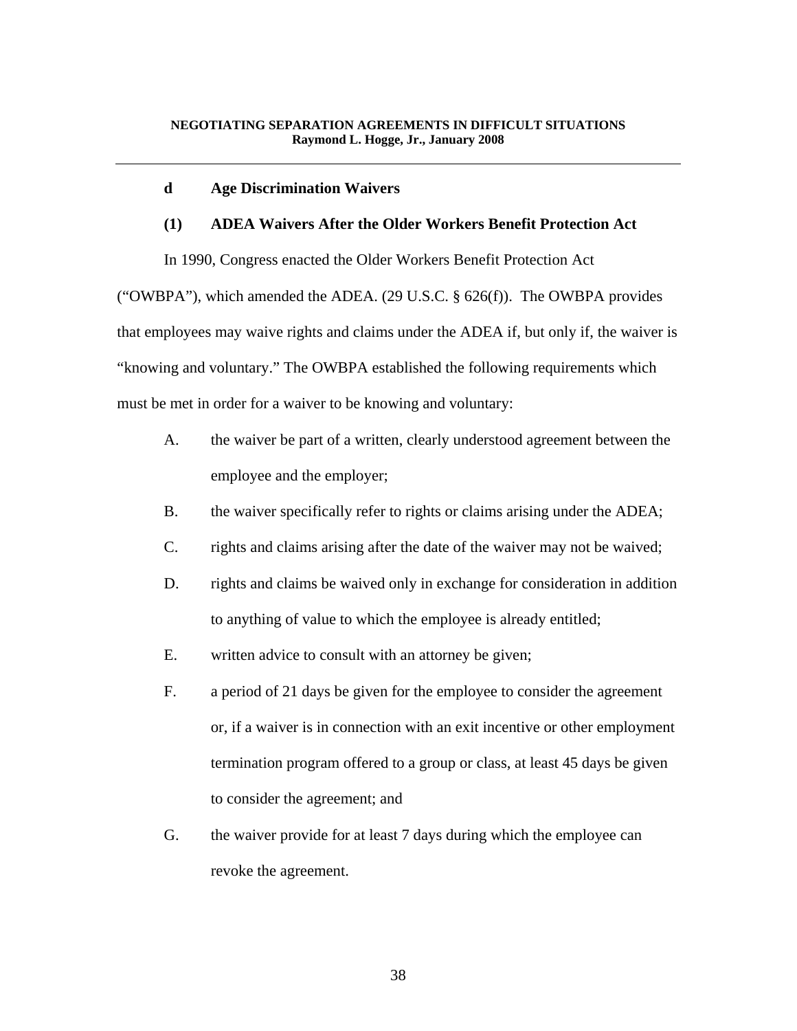### d Age Discrimination Waivers

#### (1) ADEA Waivers After the Older Workers Benefit Protection Act

In 1990, Congress enacted the Older Workers Benefit Protection Act ("OWBPA"), which amended the ADEA. (29 U.S.C. § 626(f)). The OWBPA provides that employees may waive rights and claims under the ADEA if, but only if, the waiver is "knowing and voluntary." The OWBPA established the following requirements which must be met in order for a waiver to be knowing and voluntary:

A. the waiver be part of a written, clearly understood agreement between the employee and the employer;

B. the waiver specifically refer to rights or claims arising under the ADEA;

C. rights and claims arising after the date of the waiver may not be waived;

D. rights and claims be waived only in exchange for consideration in addition to anything of value to which the employee is already entitled;

E. written advice to consult with an attorney be given;

F. a period of 21 days be given for the employee to consider the agreement or, if a waiver is in connection with an exit incentive or other employment termination program offered to a group or class, at least 45 days be given to consider the agreement; and

G. the waiver provide for at least 7 days during which the employee can revoke the agreement.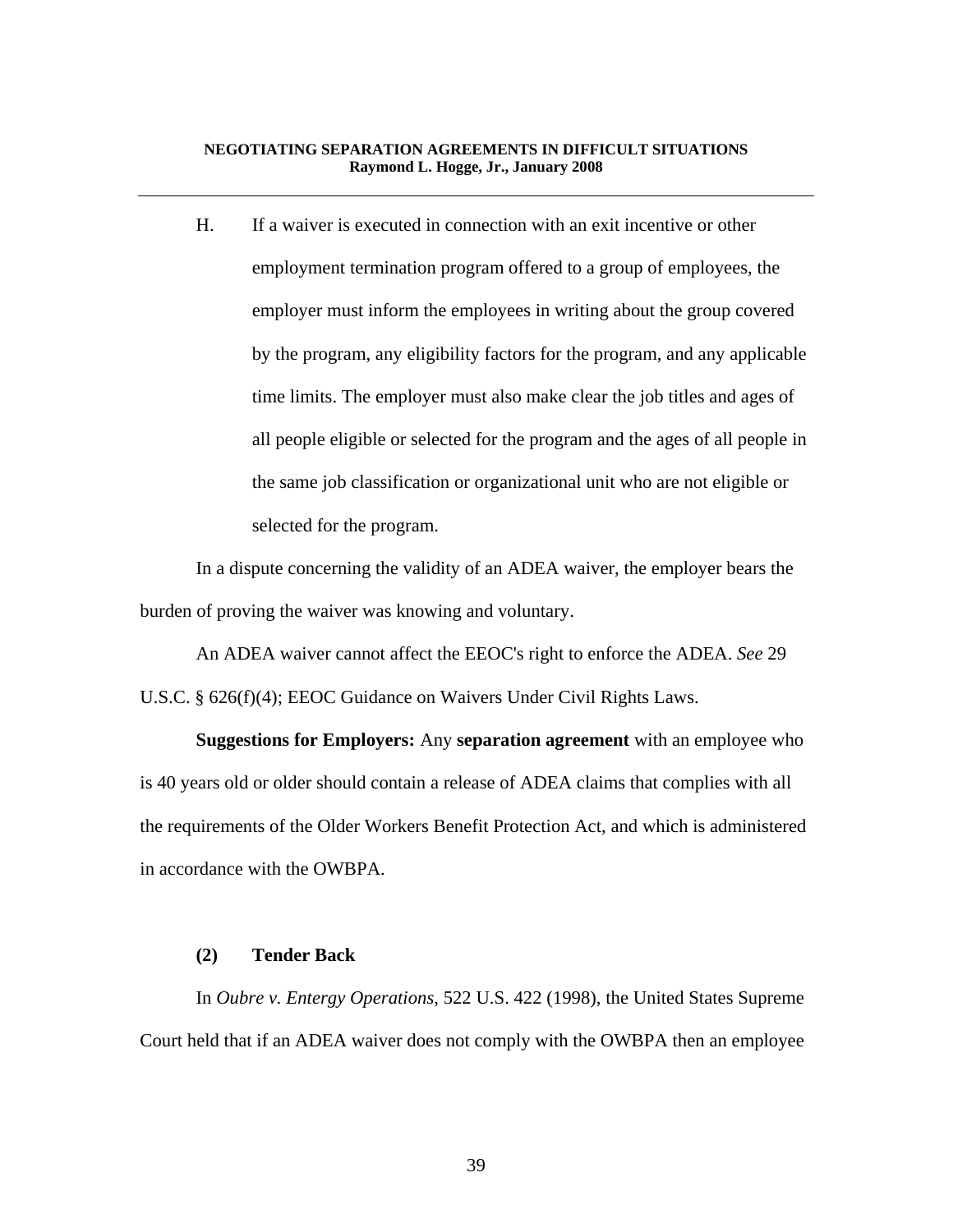H. If a waiver is executed in connection with an exit incentive or other employment termination program offered to a group of employees, the employer must inform the employees in writing about the group covered by the program, any eligibility factors for the program, and any applicable time limits. The employer must also make clear the job titles and ages of all people eligible or selected for the program and the ages of all people in the same job classification or organizational unit who are not eligible or selected for the program.

In a dispute concerning the validity of an ADEA waiver, the employer bears the burden of proving the waiver was knowing and voluntary.

An ADEA waiver cannot affect the EEOC's right to enforce the ADEA. *See* 29 U.S.C. § 626(f)(4); EEOC Guidance on Waivers Under Civil Rights Laws.

**Suggestions for Employers:** Any **separation agreement** with an employee who is 40 years old or older should contain a release of ADEA claims that complies with all the requirements of the Older Workers Benefit Protection Act, and which is administered in accordance with the OWBPA.

**(2) Tender Back**

In *Oubre v. Entergy Operations*, 522 U.S. 422 (1998), the United States Supreme Court held that if an ADEA waiver does not comply with the OWBPA then an employee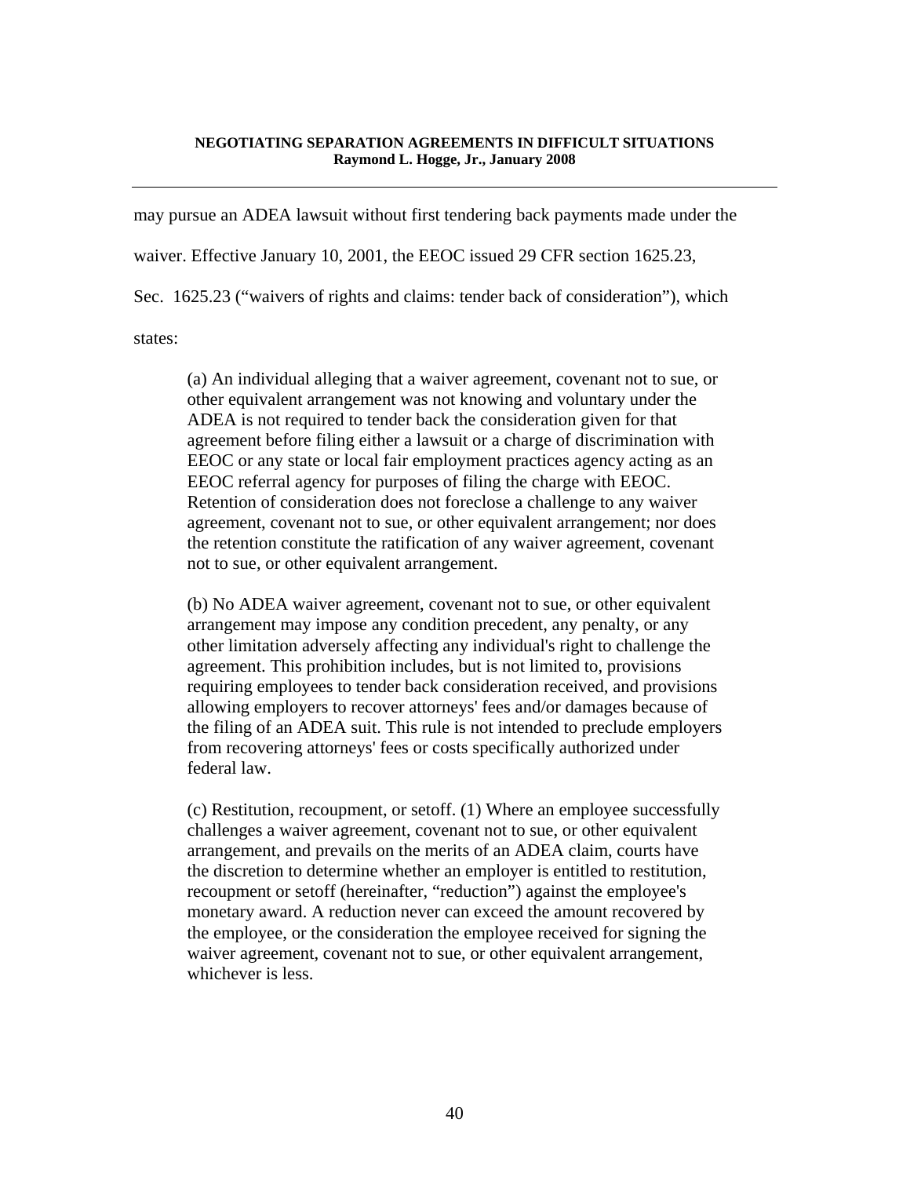may pursue an ADEA lawsuit without first tendering back payments made under the waiver. Effective January 10, 2001, the EEOC issued 29 CFR section 1625.23, Sec. 1625.23 ("waivers of rights and claims: tender back of consideration"), which states:

> (a) An individual alleging that a waiver agreement, covenant not to sue, or other equivalent arrangement was not knowing and voluntary under the ADEA is not required to tender back the consideration given for that agreement before filing either a lawsuit or a charge of discrimination with EEOC or any state or local fair employment practices agency acting as an EEOC referral agency for purposes of filing the charge with EEOC. Retention of consideration does not foreclose a challenge to any waiver agreement, covenant not to sue, or other equivalent arrangement; nor does the retention constitute the ratification of any waiver agreement, covenant not to sue, or other equivalent arrangement.
>
> (b) No ADEA waiver agreement, covenant not to sue, or other equivalent arrangement may impose any condition precedent, any penalty, or any other limitation adversely affecting any individual's right to challenge the agreement. This prohibition includes, but is not limited to, provisions requiring employees to tender back consideration received, and provisions allowing employers to recover attorneys' fees and/or damages because of the filing of an ADEA suit. This rule is not intended to preclude employers from recovering attorneys' fees or costs specifically authorized under federal law.
>
> (c) Restitution, recoupment, or setoff. (1) Where an employee successfully challenges a waiver agreement, covenant not to sue, or other equivalent arrangement, and prevails on the merits of an ADEA claim, courts have the discretion to determine whether an employer is entitled to restitution, recoupment or setoff (hereinafter, "reduction") against the employee's monetary award. A reduction never can exceed the amount recovered by the employee, or the consideration the employee received for signing the waiver agreement, covenant not to sue, or other equivalent arrangement, whichever is less.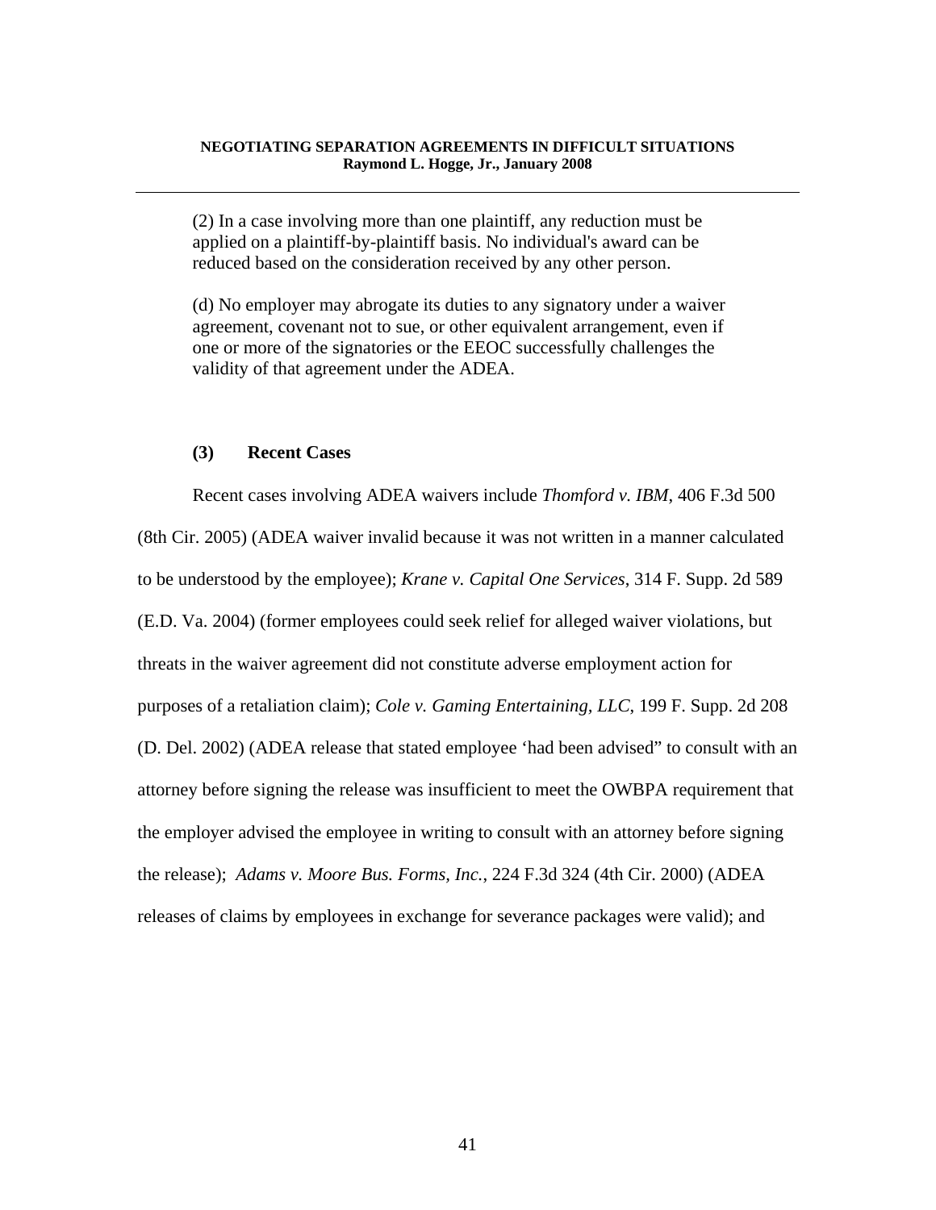(2) In a case involving more than one plaintiff, any reduction must be applied on a plaintiff-by-plaintiff basis. No individual's award can be reduced based on the consideration received by any other person.

(d) No employer may abrogate its duties to any signatory under a waiver agreement, covenant not to sue, or other equivalent arrangement, even if one or more of the signatories or the EEOC successfully challenges the validity of that agreement under the ADEA.

**(3) Recent Cases**

Recent cases involving ADEA waivers include *Thomford v. IBM*, 406 F.3d 500 (8th Cir. 2005) (ADEA waiver invalid because it was not written in a manner calculated to be understood by the employee); *Krane v. Capital One Services*, 314 F. Supp. 2d 589 (E.D. Va. 2004) (former employees could seek relief for alleged waiver violations, but threats in the waiver agreement did not constitute adverse employment action for purposes of a retaliation claim); *Cole v. Gaming Entertaining, LLC*, 199 F. Supp. 2d 208 (D. Del. 2002) (ADEA release that stated employee 'had been advised" to consult with an attorney before signing the release was insufficient to meet the OWBPA requirement that the employer advised the employee in writing to consult with an attorney before signing the release); *Adams v. Moore Bus. Forms, Inc.*, 224 F.3d 324 (4th Cir. 2000) (ADEA releases of claims by employees in exchange for severance packages were valid); and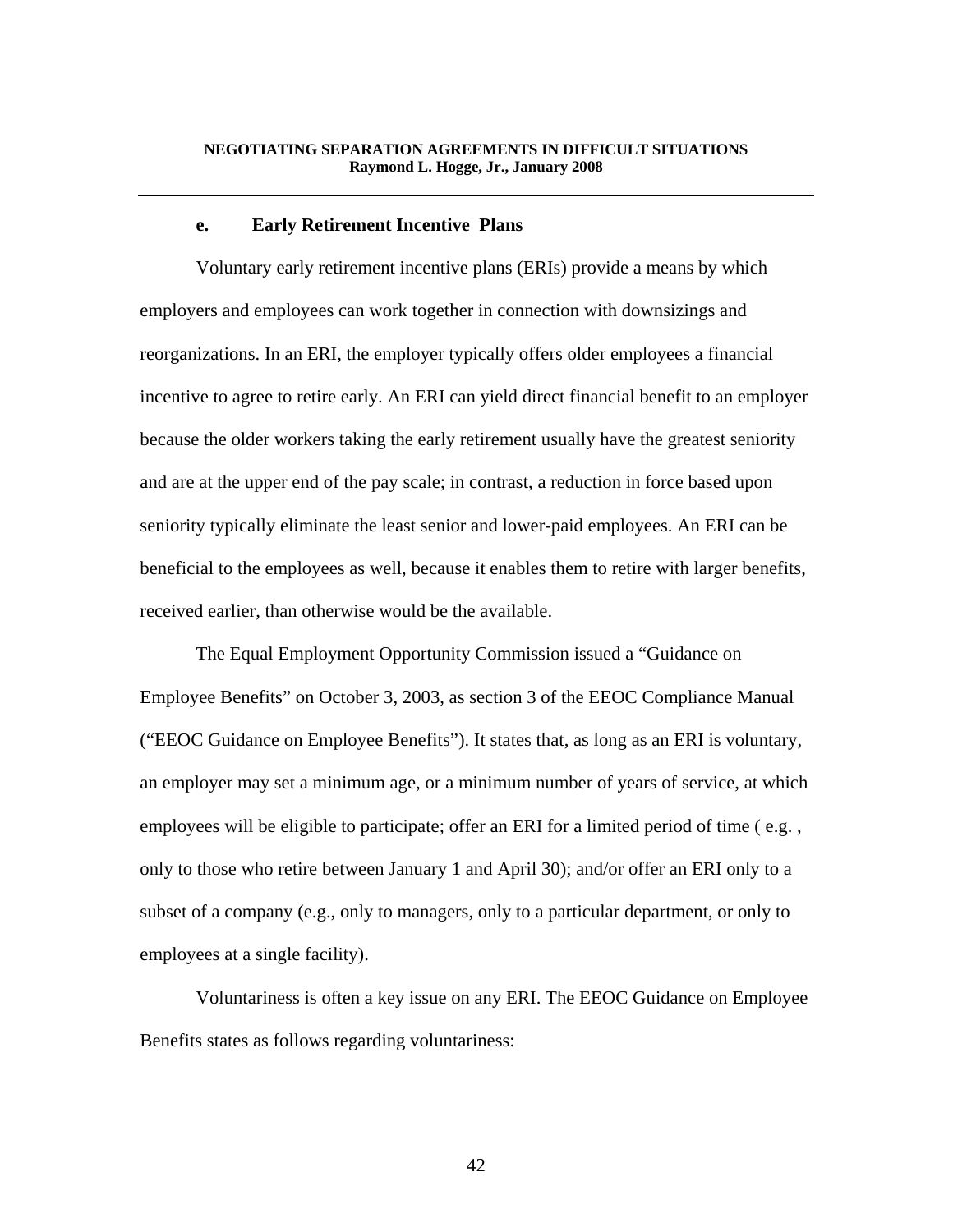#### e. Early Retirement Incentive Plans

Voluntary early retirement incentive plans (ERIs) provide a means by which employers and employees can work together in connection with downsizings and reorganizations. In an ERI, the employer typically offers older employees a financial incentive to agree to retire early. An ERI can yield direct financial benefit to an employer because the older workers taking the early retirement usually have the greatest seniority and are at the upper end of the pay scale; in contrast, a reduction in force based upon seniority typically eliminate the least senior and lower-paid employees. An ERI can be beneficial to the employees as well, because it enables them to retire with larger benefits, received earlier, than otherwise would be the available.

The Equal Employment Opportunity Commission issued a "Guidance on Employee Benefits" on October 3, 2003, as section 3 of the EEOC Compliance Manual ("EEOC Guidance on Employee Benefits"). It states that, as long as an ERI is voluntary, an employer may set a minimum age, or a minimum number of years of service, at which employees will be eligible to participate; offer an ERI for a limited period of time ( e.g. , only to those who retire between January 1 and April 30); and/or offer an ERI only to a subset of a company (e.g., only to managers, only to a particular department, or only to employees at a single facility).

Voluntariness is often a key issue on any ERI. The EEOC Guidance on Employee Benefits states as follows regarding voluntariness: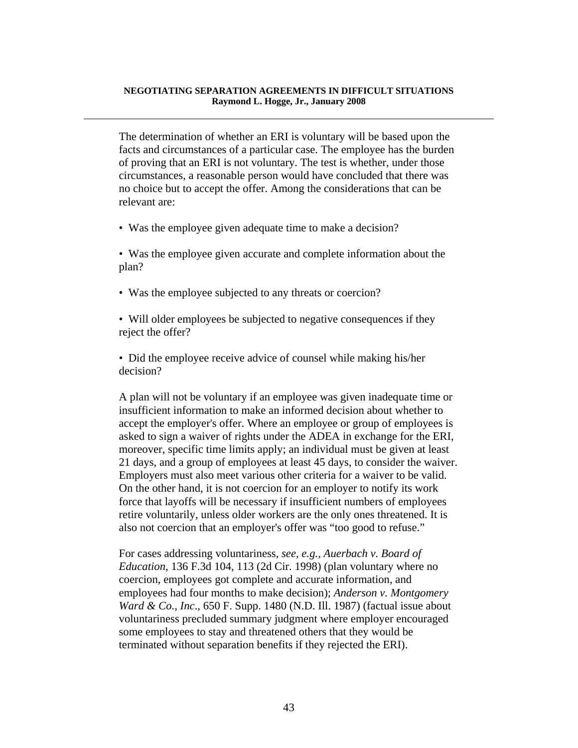The determination of whether an ERI is voluntary will be based upon the facts and circumstances of a particular case. The employee has the burden of proving that an ERI is not voluntary. The test is whether, under those circumstances, a reasonable person would have concluded that there was no choice but to accept the offer. Among the considerations that can be relevant are:

- Was the employee given adequate time to make a decision?

- Was the employee given accurate and complete information about the plan?

- Was the employee subjected to any threats or coercion?

- Will older employees be subjected to negative consequences if they reject the offer?

- Did the employee receive advice of counsel while making his/her decision?

A plan will not be voluntary if an employee was given inadequate time or insufficient information to make an informed decision about whether to accept the employer's offer. Where an employee or group of employees is asked to sign a waiver of rights under the ADEA in exchange for the ERI, moreover, specific time limits apply; an individual must be given at least 21 days, and a group of employees at least 45 days, to consider the waiver. Employers must also meet various other criteria for a waiver to be valid. On the other hand, it is not coercion for an employer to notify its work force that layoffs will be necessary if insufficient numbers of employees retire voluntarily, unless older workers are the only ones threatened. It is also not coercion that an employer's offer was "too good to refuse."

For cases addressing voluntariness, *see, e.g., Auerbach v. Board of Education*, 136 F.3d 104, 113 (2d Cir. 1998) (plan voluntary where no coercion, employees got complete and accurate information, and employees had four months to make decision); *Anderson v. Montgomery Ward & Co., Inc*., 650 F. Supp. 1480 (N.D. Ill. 1987) (factual issue about voluntariness precluded summary judgment where employer encouraged some employees to stay and threatened others that they would be terminated without separation benefits if they rejected the ERI).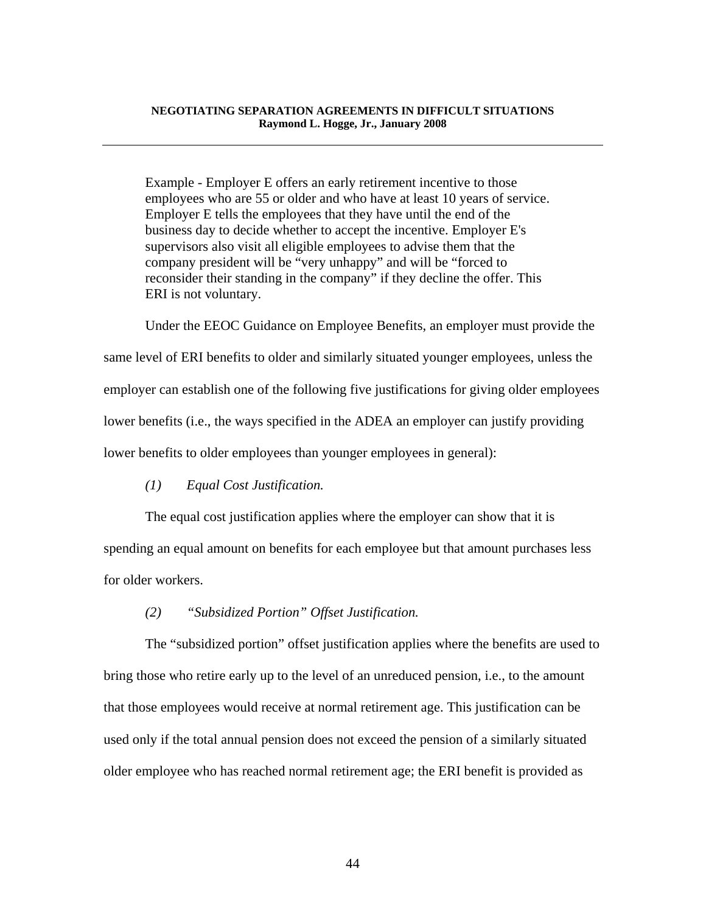> Example - Employer E offers an early retirement incentive to those employees who are 55 or older and who have at least 10 years of service. Employer E tells the employees that they have until the end of the business day to decide whether to accept the incentive. Employer E's supervisors also visit all eligible employees to advise them that the company president will be "very unhappy" and will be "forced to reconsider their standing in the company" if they decline the offer. This ERI is not voluntary.

Under the EEOC Guidance on Employee Benefits, an employer must provide the same level of ERI benefits to older and similarly situated younger employees, unless the employer can establish one of the following five justifications for giving older employees lower benefits (i.e., the ways specified in the ADEA an employer can justify providing lower benefits to older employees than younger employees in general):

*(1) Equal Cost Justification.*

The equal cost justification applies where the employer can show that it is spending an equal amount on benefits for each employee but that amount purchases less for older workers.

*(2) "Subsidized Portion" Offset Justification.*

The "subsidized portion" offset justification applies where the benefits are used to bring those who retire early up to the level of an unreduced pension, i.e., to the amount that those employees would receive at normal retirement age. This justification can be used only if the total annual pension does not exceed the pension of a similarly situated older employee who has reached normal retirement age; the ERI benefit is provided as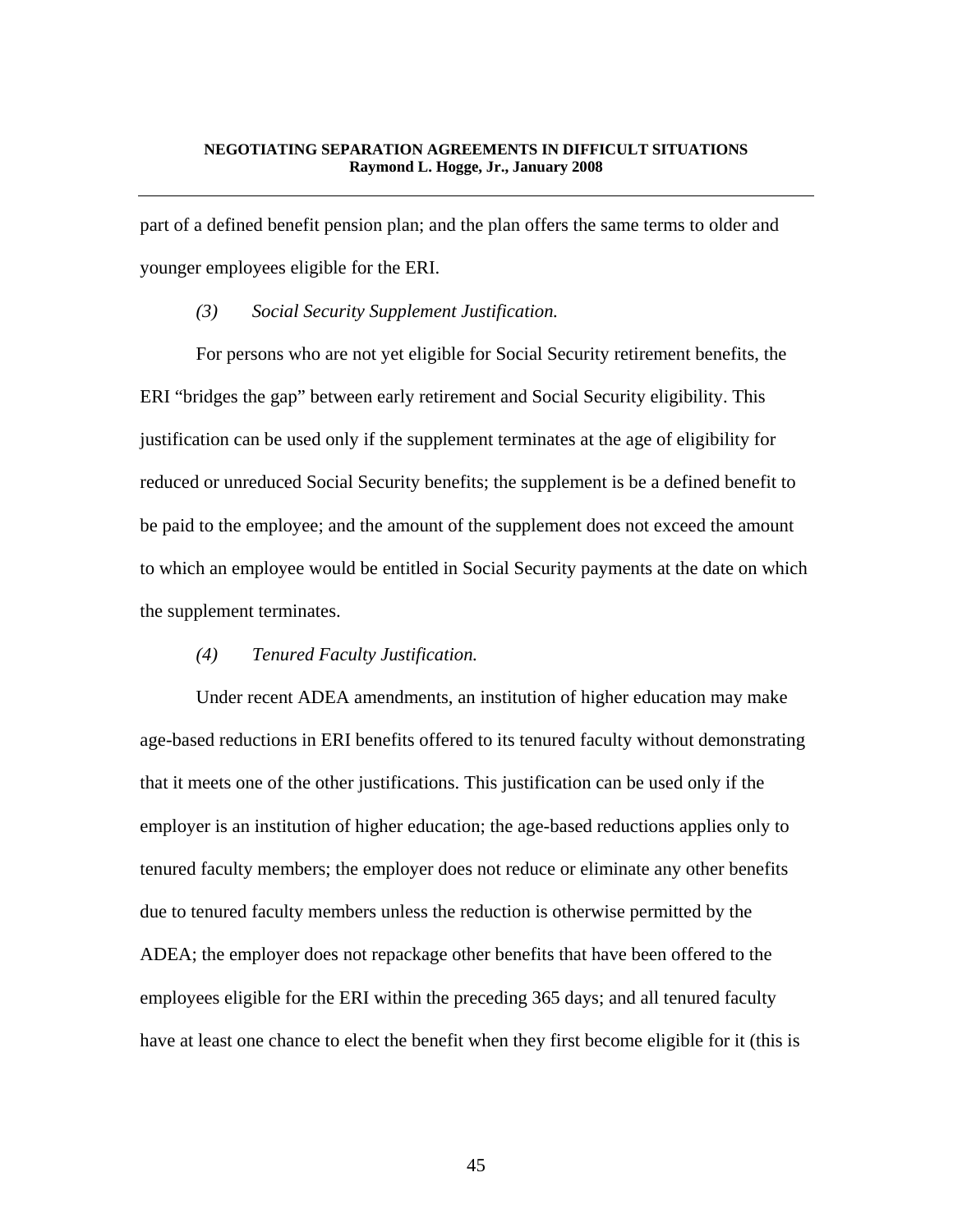part of a defined benefit pension plan; and the plan offers the same terms to older and younger employees eligible for the ERI.

*(3) Social Security Supplement Justification.*

For persons who are not yet eligible for Social Security retirement benefits, the ERI "bridges the gap" between early retirement and Social Security eligibility. This justification can be used only if the supplement terminates at the age of eligibility for reduced or unreduced Social Security benefits; the supplement is be a defined benefit to be paid to the employee; and the amount of the supplement does not exceed the amount to which an employee would be entitled in Social Security payments at the date on which the supplement terminates.

*(4) Tenured Faculty Justification.*

Under recent ADEA amendments, an institution of higher education may make age-based reductions in ERI benefits offered to its tenured faculty without demonstrating that it meets one of the other justifications. This justification can be used only if the employer is an institution of higher education; the age-based reductions applies only to tenured faculty members; the employer does not reduce or eliminate any other benefits due to tenured faculty members unless the reduction is otherwise permitted by the ADEA; the employer does not repackage other benefits that have been offered to the employees eligible for the ERI within the preceding 365 days; and all tenured faculty have at least one chance to elect the benefit when they first become eligible for it (this is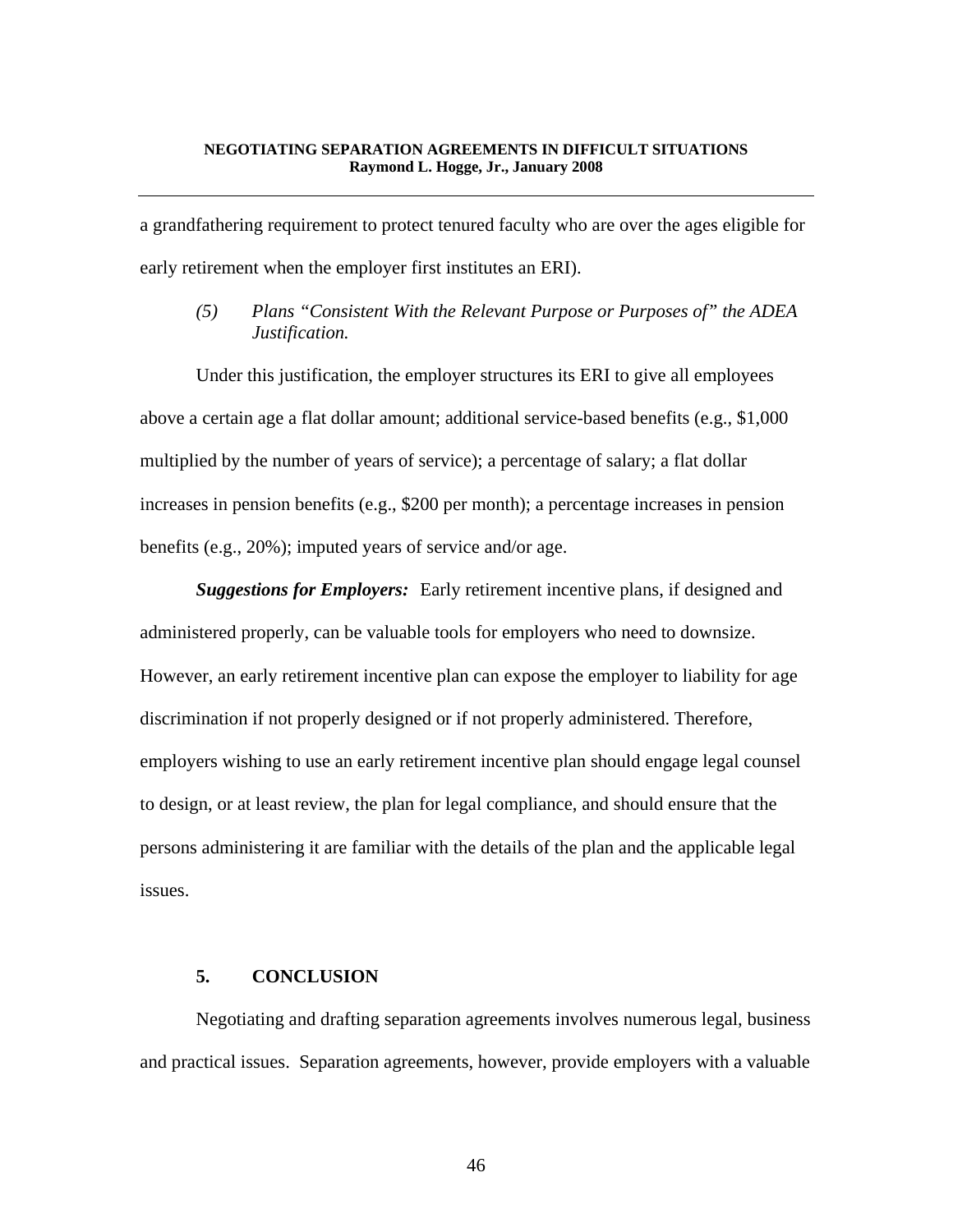a grandfathering requirement to protect tenured faculty who are over the ages eligible for early retirement when the employer first institutes an ERI).

*(5) Plans "Consistent With the Relevant Purpose or Purposes of" the ADEA Justification.*

Under this justification, the employer structures its ERI to give all employees above a certain age a flat dollar amount; additional service-based benefits (e.g., $1,000 multiplied by the number of years of service); a percentage of salary; a flat dollar increases in pension benefits (e.g., $200 per month); a percentage increases in pension benefits (e.g., 20%); imputed years of service and/or age.

***Suggestions for Employers:*** Early retirement incentive plans, if designed and administered properly, can be valuable tools for employers who need to downsize. However, an early retirement incentive plan can expose the employer to liability for age discrimination if not properly designed or if not properly administered. Therefore, employers wishing to use an early retirement incentive plan should engage legal counsel to design, or at least review, the plan for legal compliance, and should ensure that the persons administering it are familiar with the details of the plan and the applicable legal issues.

## 5. CONCLUSION

Negotiating and drafting separation agreements involves numerous legal, business and practical issues. Separation agreements, however, provide employers with a valuable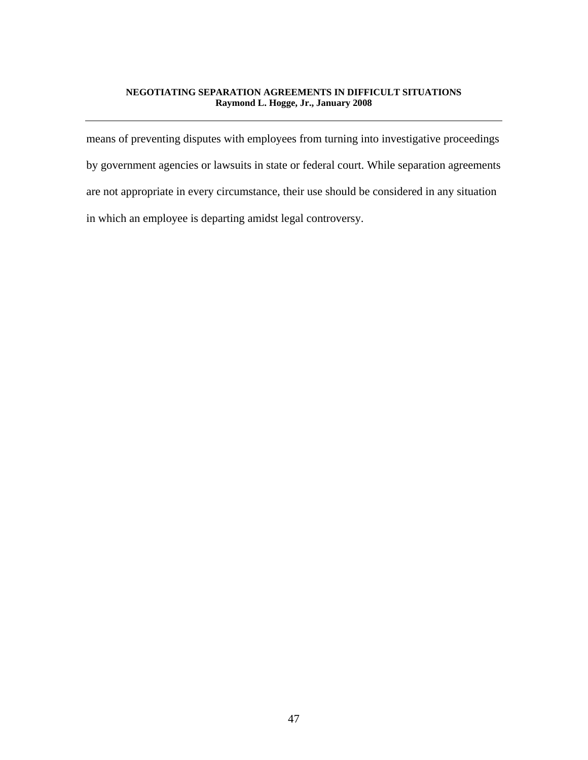means of preventing disputes with employees from turning into investigative proceedings by government agencies or lawsuits in state or federal court. While separation agreements are not appropriate in every circumstance, their use should be considered in any situation in which an employee is departing amidst legal controversy.